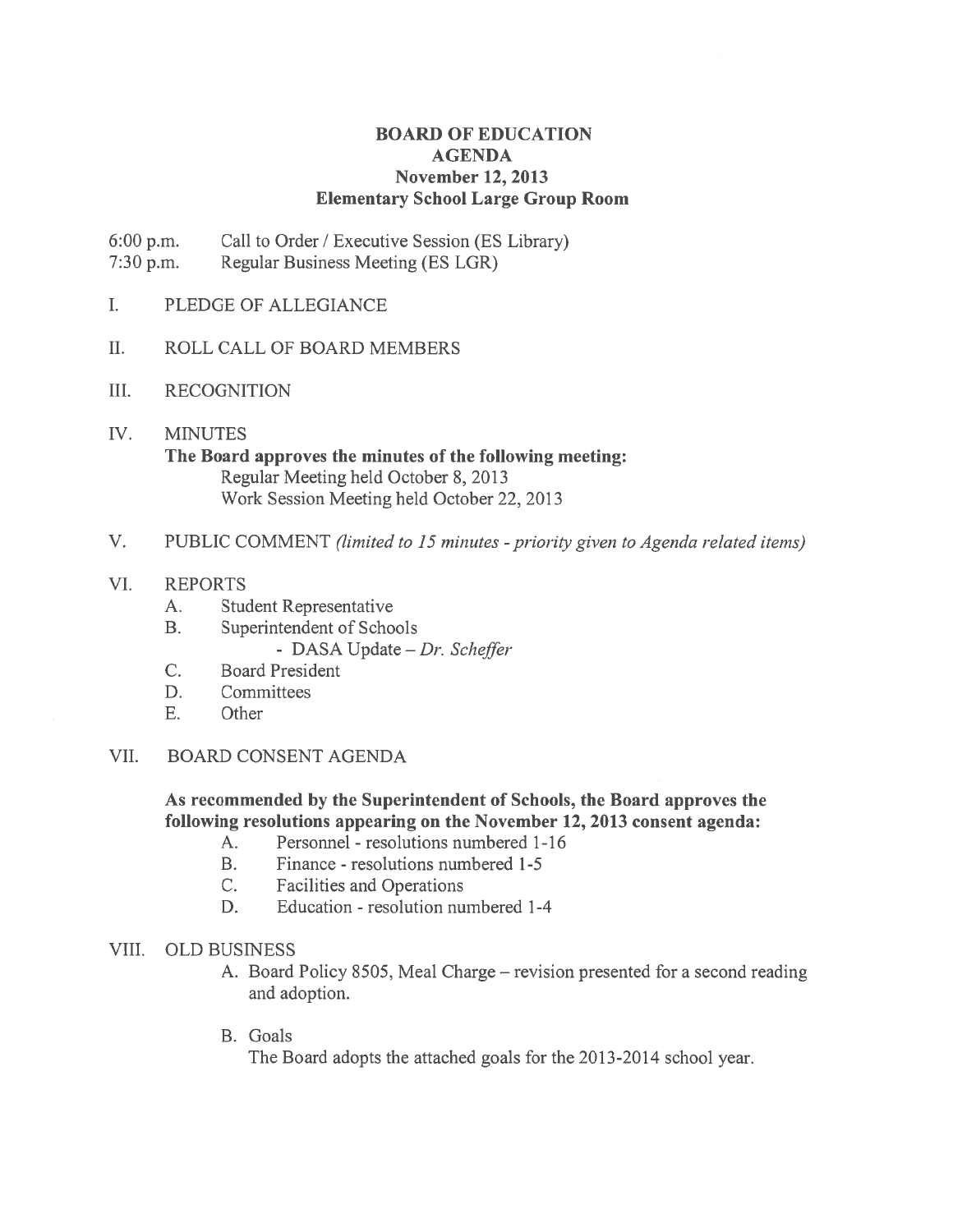# BOARD OF EDUCATION
## AGENDA
### November 12, 2013
### Elementary School Large Group Room

6:00 p.m. Call to Order / Executive Session (ES Library)
7:30 p.m. Regular Business Meeting (ES LGR)

I. PLEDGE OF ALLEGIANCE

II. ROLL CALL OF BOARD MEMBERS

III. RECOGNITION

IV. MINUTES

**The Board approves the minutes of the following meeting:**

Regular Meeting held October 8, 2013
Work Session Meeting held October 22, 2013

V. PUBLIC COMMENT *(limited to 15 minutes - priority given to Agenda related items)*

VI. REPORTS

A. Student Representative
B. Superintendent of Schools
  - DASA Update – *Dr. Scheffer*
C. Board President
D. Committees
E. Other

VII. BOARD CONSENT AGENDA

**As recommended by the Superintendent of Schools, the Board approves the following resolutions appearing on the November 12, 2013 consent agenda:**

A. Personnel - resolutions numbered 1-16
B. Finance - resolutions numbered 1-5
C. Facilities and Operations
D. Education - resolution numbered 1-4

VIII. OLD BUSINESS

A. Board Policy 8505, Meal Charge – revision presented for a second reading and adoption.

B. Goals

The Board adopts the attached goals for the 2013-2014 school year.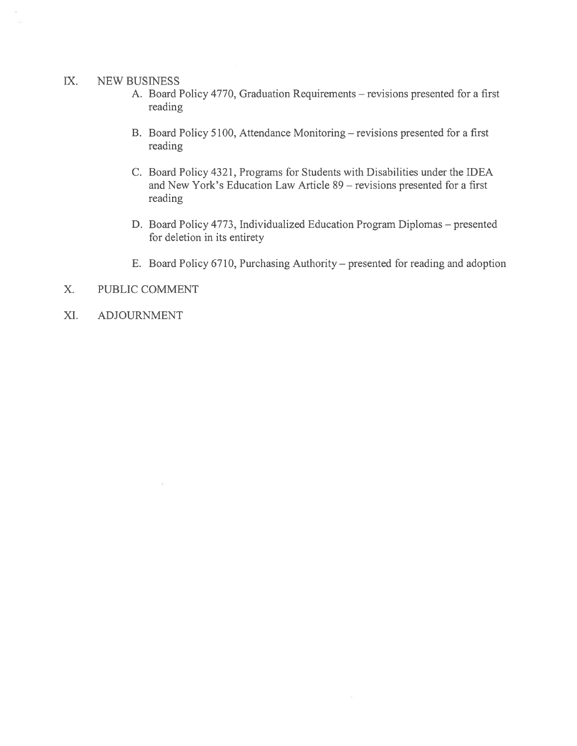IX. NEW BUSINESS

A. Board Policy 4770, Graduation Requirements – revisions presented for a first reading

B. Board Policy 5100, Attendance Monitoring – revisions presented for a first reading

C. Board Policy 4321, Programs for Students with Disabilities under the IDEA and New York's Education Law Article 89 – revisions presented for a first reading

D. Board Policy 4773, Individualized Education Program Diplomas – presented for deletion in its entirety

E. Board Policy 6710, Purchasing Authority – presented for reading and adoption

X. PUBLIC COMMENT

XI. ADJOURNMENT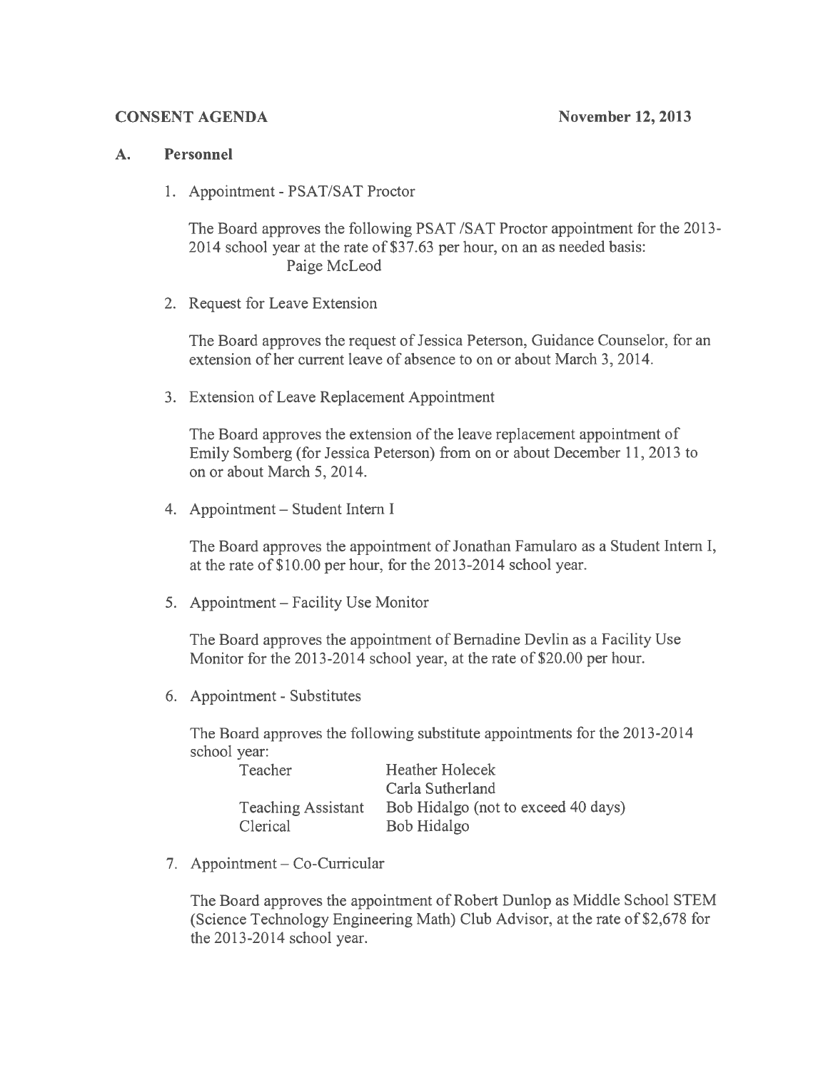**CONSENT AGENDA** **November 12, 2013**

## A. Personnel

1. Appointment - PSAT/SAT Proctor

   The Board approves the following PSAT /SAT Proctor appointment for the 2013-2014 school year at the rate of $37.63 per hour, on an as needed basis:
   Paige McLeod

2. Request for Leave Extension

   The Board approves the request of Jessica Peterson, Guidance Counselor, for an extension of her current leave of absence to on or about March 3, 2014.

3. Extension of Leave Replacement Appointment

   The Board approves the extension of the leave replacement appointment of Emily Somberg (for Jessica Peterson) from on or about December 11, 2013 to on or about March 5, 2014.

4. Appointment – Student Intern I

   The Board approves the appointment of Jonathan Famularo as a Student Intern I, at the rate of $10.00 per hour, for the 2013-2014 school year.

5. Appointment – Facility Use Monitor

   The Board approves the appointment of Bernadine Devlin as a Facility Use Monitor for the 2013-2014 school year, at the rate of $20.00 per hour.

6. Appointment - Substitutes

   The Board approves the following substitute appointments for the 2013-2014 school year:

   | | |
   |---|---|
   | Teacher | Heather Holecek |
   | | Carla Sutherland |
   | Teaching Assistant | Bob Hidalgo (not to exceed 40 days) |
   | Clerical | Bob Hidalgo |

7. Appointment – Co-Curricular

   The Board approves the appointment of Robert Dunlop as Middle School STEM (Science Technology Engineering Math) Club Advisor, at the rate of $2,678 for the 2013-2014 school year.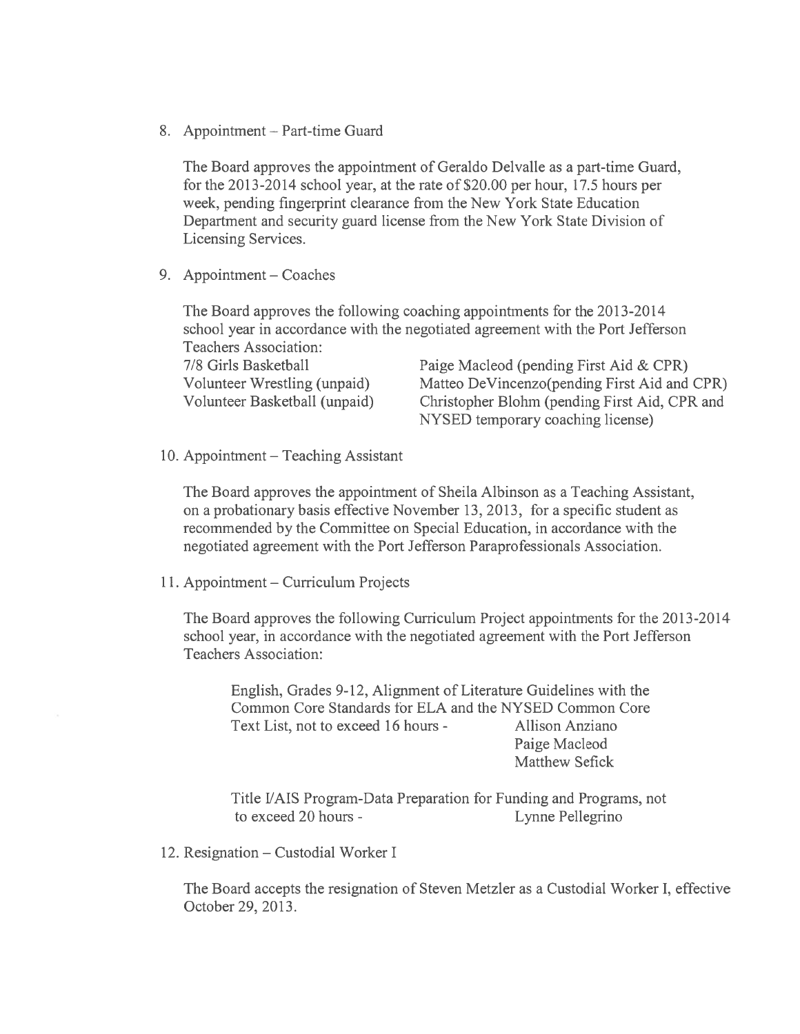8. Appointment – Part-time Guard

   The Board approves the appointment of Geraldo Delvalle as a part-time Guard, for the 2013-2014 school year, at the rate of $20.00 per hour, 17.5 hours per week, pending fingerprint clearance from the New York State Education Department and security guard license from the New York State Division of Licensing Services.

9. Appointment – Coaches

   The Board approves the following coaching appointments for the 2013-2014 school year in accordance with the negotiated agreement with the Port Jefferson Teachers Association:

   | | |
   |---|---|
   | 7/8 Girls Basketball | Paige Macleod (pending First Aid & CPR) |
   | Volunteer Wrestling (unpaid) | Matteo DeVincenzo(pending First Aid and CPR) |
   | Volunteer Basketball (unpaid) | Christopher Blohm (pending First Aid, CPR and NYSED temporary coaching license) |

10. Appointment – Teaching Assistant

    The Board approves the appointment of Sheila Albinson as a Teaching Assistant, on a probationary basis effective November 13, 2013, for a specific student as recommended by the Committee on Special Education, in accordance with the negotiated agreement with the Port Jefferson Paraprofessionals Association.

11. Appointment – Curriculum Projects

    The Board approves the following Curriculum Project appointments for the 2013-2014 school year, in accordance with the negotiated agreement with the Port Jefferson Teachers Association:

    English, Grades 9-12, Alignment of Literature Guidelines with the Common Core Standards for ELA and the NYSED Common Core Text List, not to exceed 16 hours - Allison Anziano
    Paige Macleod
    Matthew Sefick

    Title I/AIS Program-Data Preparation for Funding and Programs, not to exceed 20 hours - Lynne Pellegrino

12. Resignation – Custodial Worker I

    The Board accepts the resignation of Steven Metzler as a Custodial Worker I, effective October 29, 2013.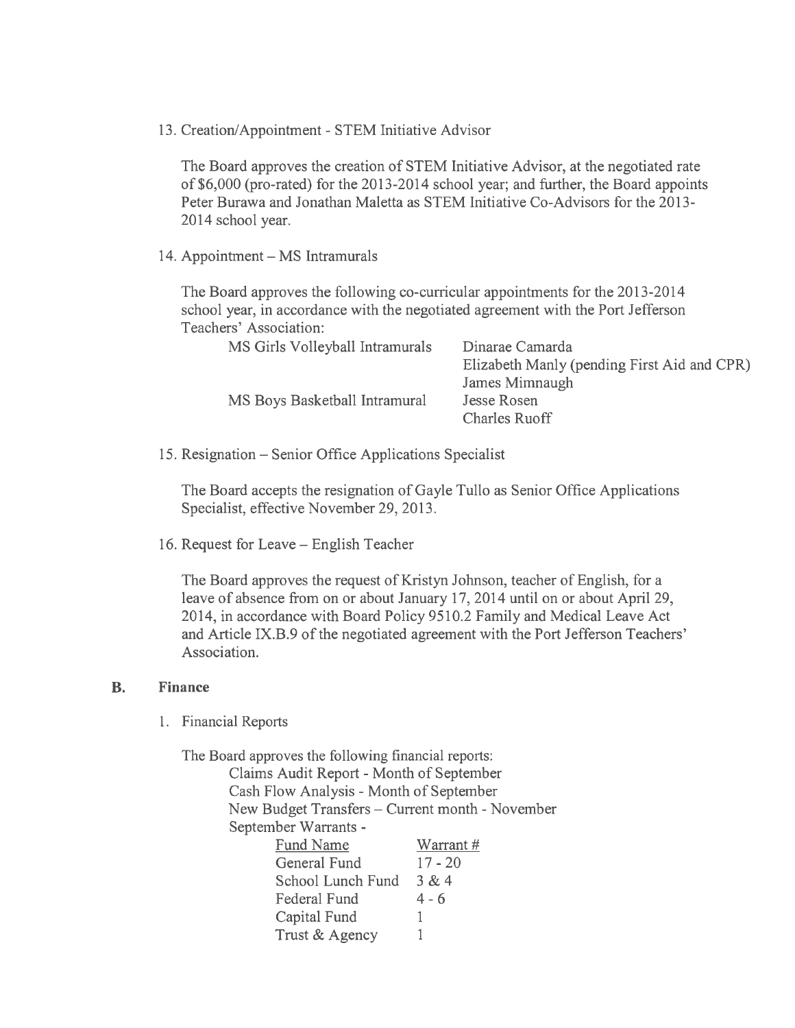13. Creation/Appointment - STEM Initiative Advisor

    The Board approves the creation of STEM Initiative Advisor, at the negotiated rate of $6,000 (pro-rated) for the 2013-2014 school year; and further, the Board appoints Peter Burawa and Jonathan Maletta as STEM Initiative Co-Advisors for the 2013-2014 school year.

14. Appointment – MS Intramurals

    The Board approves the following co-curricular appointments for the 2013-2014 school year, in accordance with the negotiated agreement with the Port Jefferson Teachers' Association:

    | | |
    |---|---|
    | MS Girls Volleyball Intramurals | Dinarae Camarda |
    | | Elizabeth Manly (pending First Aid and CPR) |
    | | James Mimnaugh |
    | MS Boys Basketball Intramural | Jesse Rosen |
    | | Charles Ruoff |

15. Resignation – Senior Office Applications Specialist

    The Board accepts the resignation of Gayle Tullo as Senior Office Applications Specialist, effective November 29, 2013.

16. Request for Leave – English Teacher

    The Board approves the request of Kristyn Johnson, teacher of English, for a leave of absence from on or about January 17, 2014 until on or about April 29, 2014, in accordance with Board Policy 9510.2 Family and Medical Leave Act and Article IX.B.9 of the negotiated agreement with the Port Jefferson Teachers' Association.

## B. Finance

1. Financial Reports

   The Board approves the following financial reports:
   - Claims Audit Report - Month of September
   - Cash Flow Analysis - Month of September
   - New Budget Transfers – Current month - November
   - September Warrants -

   | Fund Name | Warrant # |
   |---|---|
   | General Fund | 17 - 20 |
   | School Lunch Fund | 3 & 4 |
   | Federal Fund | 4 - 6 |
   | Capital Fund | 1 |
   | Trust & Agency | 1 |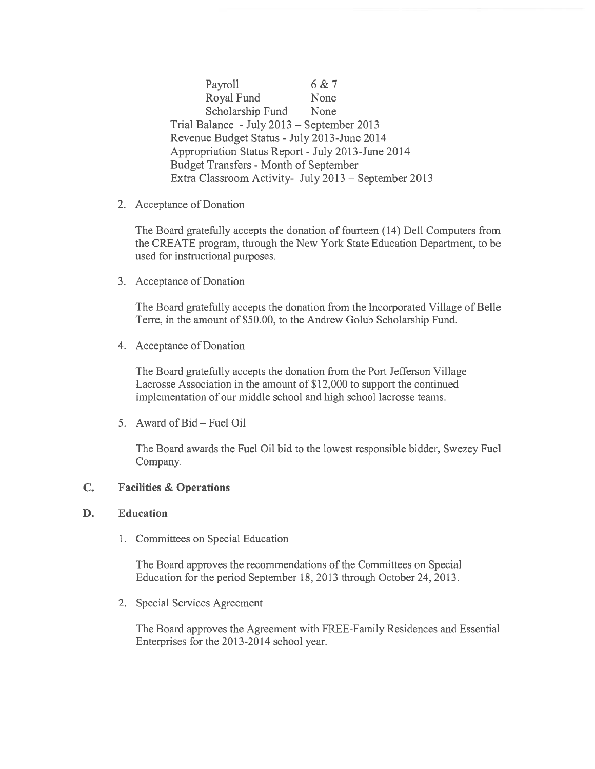| | |
|---|---|
| Payroll | 6 & 7 |
| Royal Fund | None |
| Scholarship Fund | None |

Trial Balance - July 2013 – September 2013
Revenue Budget Status - July 2013-June 2014
Appropriation Status Report - July 2013-June 2014
Budget Transfers - Month of September
Extra Classroom Activity- July 2013 – September 2013

2. Acceptance of Donation

   The Board gratefully accepts the donation of fourteen (14) Dell Computers from the CREATE program, through the New York State Education Department, to be used for instructional purposes.

3. Acceptance of Donation

   The Board gratefully accepts the donation from the Incorporated Village of Belle Terre, in the amount of $50.00, to the Andrew Golub Scholarship Fund.

4. Acceptance of Donation

   The Board gratefully accepts the donation from the Port Jefferson Village Lacrosse Association in the amount of $12,000 to support the continued implementation of our middle school and high school lacrosse teams.

5. Award of Bid – Fuel Oil

   The Board awards the Fuel Oil bid to the lowest responsible bidder, Swezey Fuel Company.

## C. Facilities & Operations

## D. Education

1. Committees on Special Education

   The Board approves the recommendations of the Committees on Special Education for the period September 18, 2013 through October 24, 2013.

2. Special Services Agreement

   The Board approves the Agreement with FREE-Family Residences and Essential Enterprises for the 2013-2014 school year.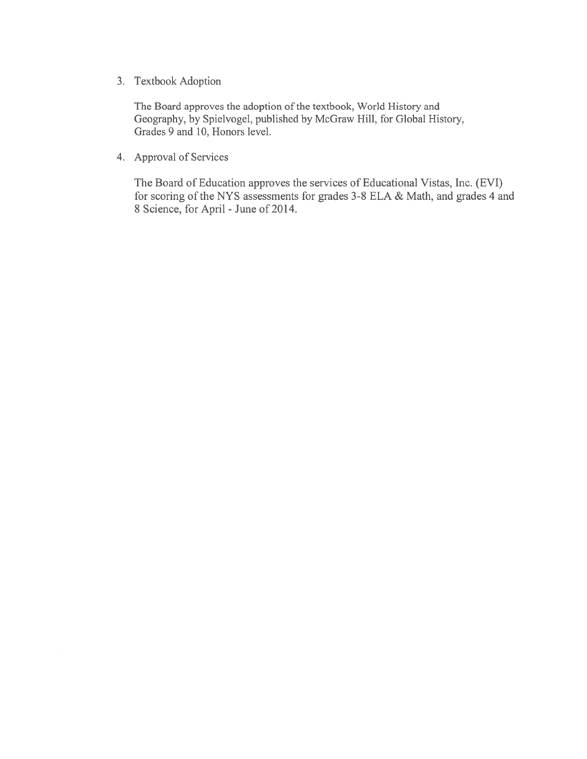3. Textbook Adoption

   The Board approves the adoption of the textbook, World History and Geography, by Spielvogel, published by McGraw Hill, for Global History, Grades 9 and 10, Honors level.

4. Approval of Services

   The Board of Education approves the services of Educational Vistas, Inc. (EVI) for scoring of the NYS assessments for grades 3-8 ELA & Math, and grades 4 and 8 Science, for April - June of 2014.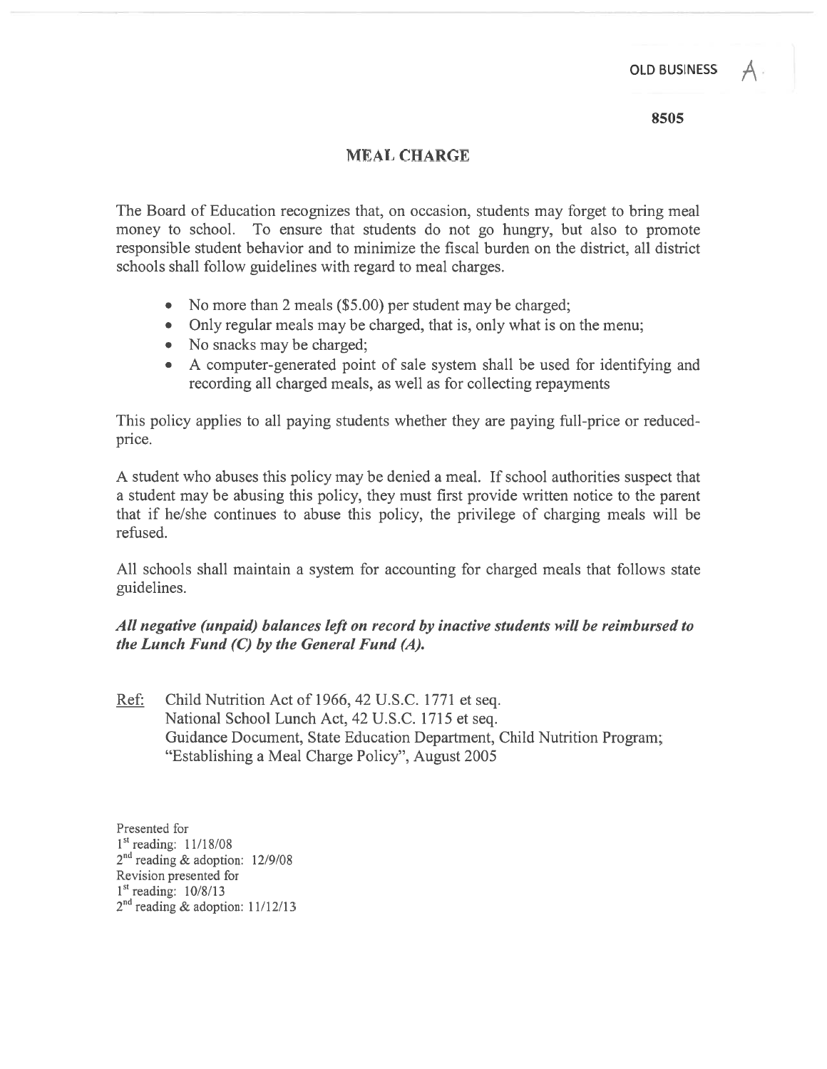OLD BUSINESS A.

8505

# MEAL CHARGE

The Board of Education recognizes that, on occasion, students may forget to bring meal money to school. To ensure that students do not go hungry, but also to promote responsible student behavior and to minimize the fiscal burden on the district, all district schools shall follow guidelines with regard to meal charges.

- No more than 2 meals ($5.00) per student may be charged;
- Only regular meals may be charged, that is, only what is on the menu;
- No snacks may be charged;
- A computer-generated point of sale system shall be used for identifying and recording all charged meals, as well as for collecting repayments

This policy applies to all paying students whether they are paying full-price or reduced-price.

A student who abuses this policy may be denied a meal. If school authorities suspect that a student may be abusing this policy, they must first provide written notice to the parent that if he/she continues to abuse this policy, the privilege of charging meals will be refused.

All schools shall maintain a system for accounting for charged meals that follows state guidelines.

***All negative (unpaid) balances left on record by inactive students will be reimbursed to the Lunch Fund (C) by the General Fund (A).***

Ref: Child Nutrition Act of 1966, 42 U.S.C. 1771 et seq.
National School Lunch Act, 42 U.S.C. 1715 et seq.
Guidance Document, State Education Department, Child Nutrition Program; "Establishing a Meal Charge Policy", August 2005

Presented for
1st reading: 11/18/08
2nd reading & adoption: 12/9/08
Revision presented for
1st reading: 10/8/13
2nd reading & adoption: 11/12/13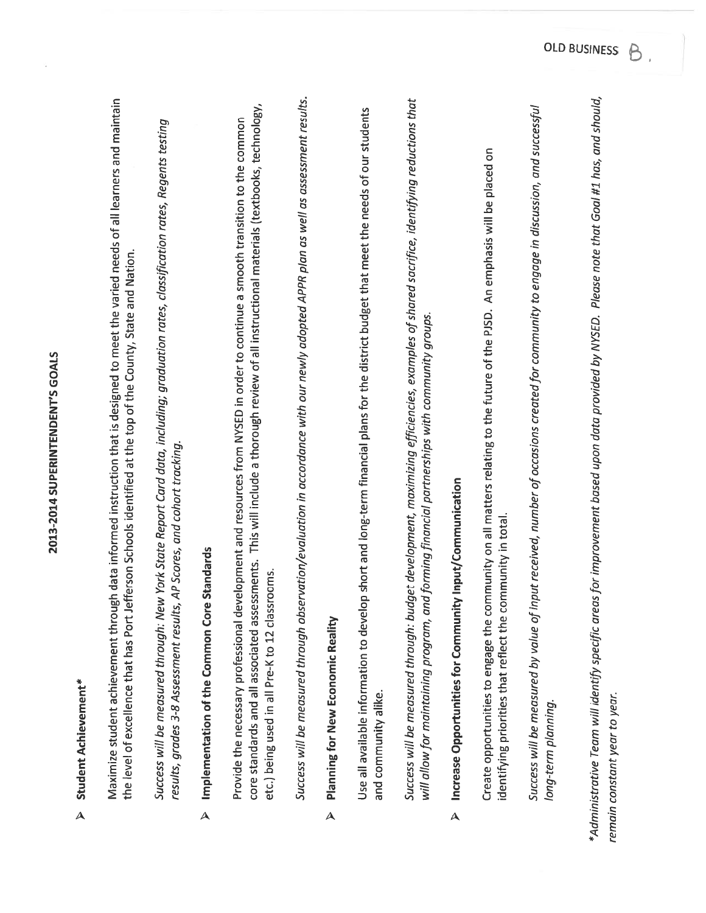OLD BUSINESS B.

# 2013-2014 SUPERINTENDENT'S GOALS

- **Student Achievement***

Maximize student achievement through data informed instruction that is designed to meet the varied needs of all learners and maintain the level of excellence that has Port Jefferson Schools identified at the top of the County, State and Nation.

*Success will be measured through: New York State Report Card data, including; graduation rates, classification rates, Regents testing results, grades 3-8 Assessment results, AP Scores, and cohort tracking.*

- **Implementation of the Common Core Standards**

Provide the necessary professional development and resources from NYSED in order to continue a smooth transition to the common core standards and all associated assessments. This will include a thorough review of all instructional materials (textbooks, technology, etc.) being used in all Pre-K to 12 classrooms.

*Success will be measured through observation/evaluation in accordance with our newly adopted APPR plan as well as assessment results.*

- **Planning for New Economic Reality**

Use all available information to develop short and long-term financial plans for the district budget that meet the needs of our students and community alike.

*Success will be measured through: budget development, maximizing efficiencies, examples of shared sacrifice, identifying reductions that will allow for maintaining program, and forming financial partnerships with community groups.*

- **Increase Opportunities for Community Input/Communication**

Create opportunities to engage the community on all matters relating to the future of the PJSD. An emphasis will be placed on identifying priorities that reflect the community in total.

*Success will be measured by value of input received, number of occasions created for community to engage in discussion, and successful long-term planning.*

**Administrative Team will identify specific areas for improvement based upon data provided by NYSED. Please note that Goal #1 has, and should, remain constant year to year.*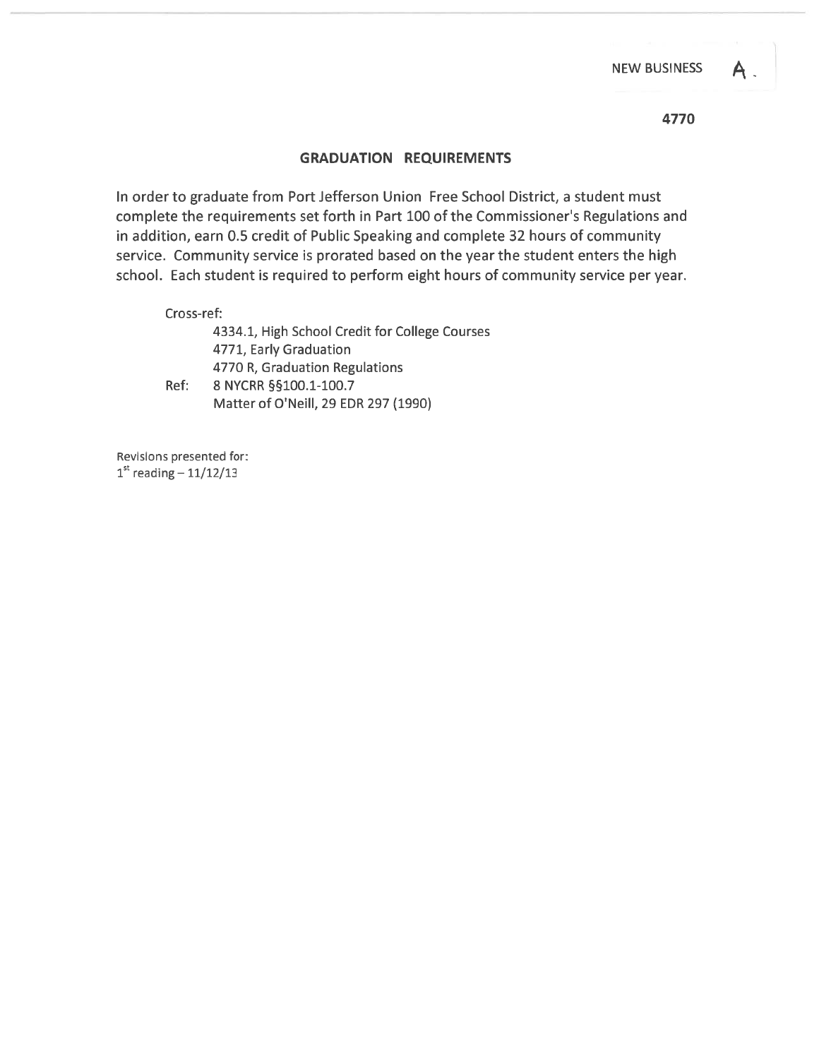NEW BUSINESS A.

4770

## GRADUATION REQUIREMENTS

In order to graduate from Port Jefferson Union Free School District, a student must complete the requirements set forth in Part 100 of the Commissioner's Regulations and in addition, earn 0.5 credit of Public Speaking and complete 32 hours of community service. Community service is prorated based on the year the student enters the high school. Each student is required to perform eight hours of community service per year.

Cross-ref:
4334.1, High School Credit for College Courses
4771, Early Graduation
4770 R, Graduation Regulations

Ref: 8 NYCRR §§100.1-100.7
Matter of O'Neill, 29 EDR 297 (1990)

Revisions presented for:
1st reading – 11/12/13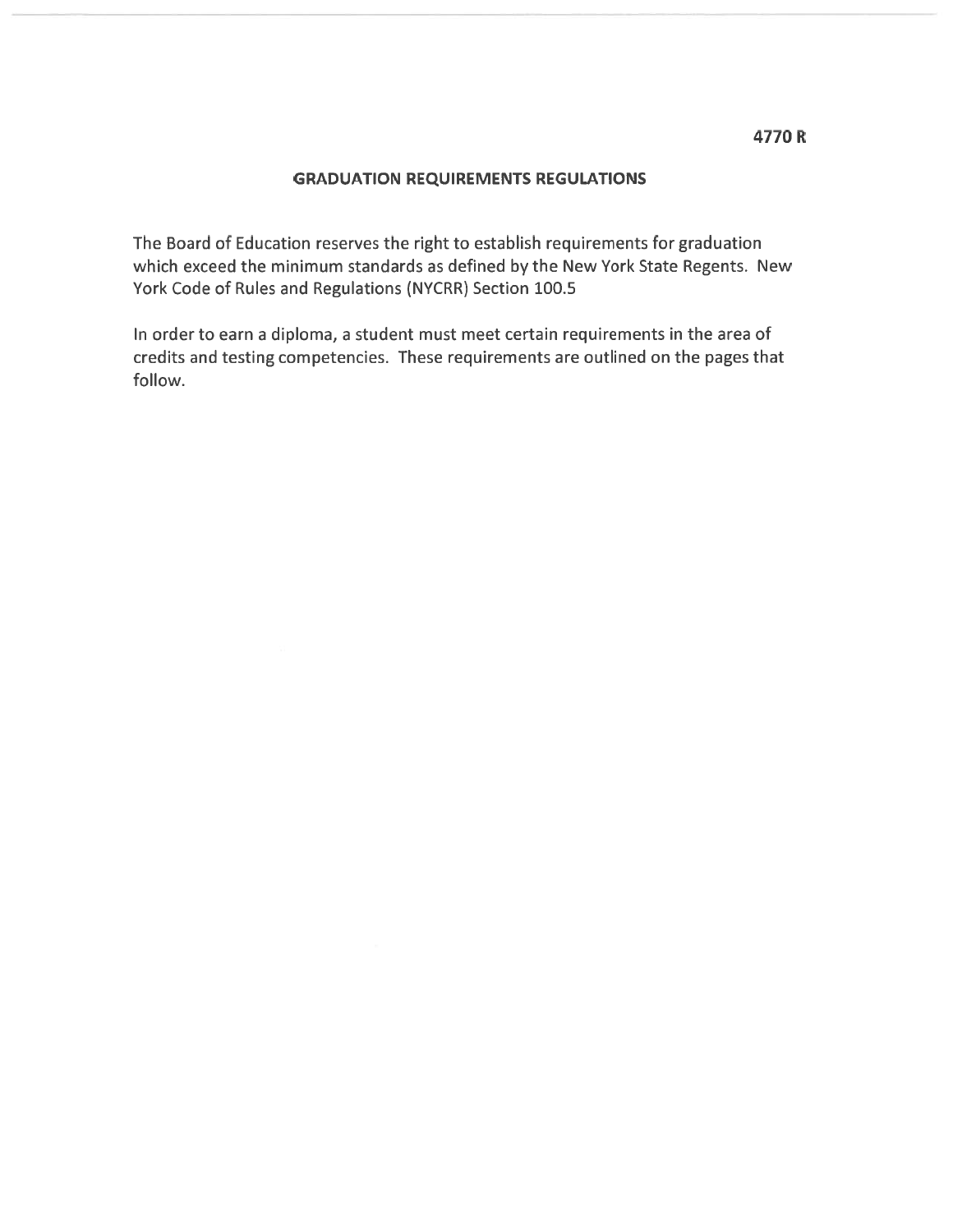**4770 R**

## GRADUATION REQUIREMENTS REGULATIONS

The Board of Education reserves the right to establish requirements for graduation which exceed the minimum standards as defined by the New York State Regents. New York Code of Rules and Regulations (NYCRR) Section 100.5

In order to earn a diploma, a student must meet certain requirements in the area of credits and testing competencies. These requirements are outlined on the pages that follow.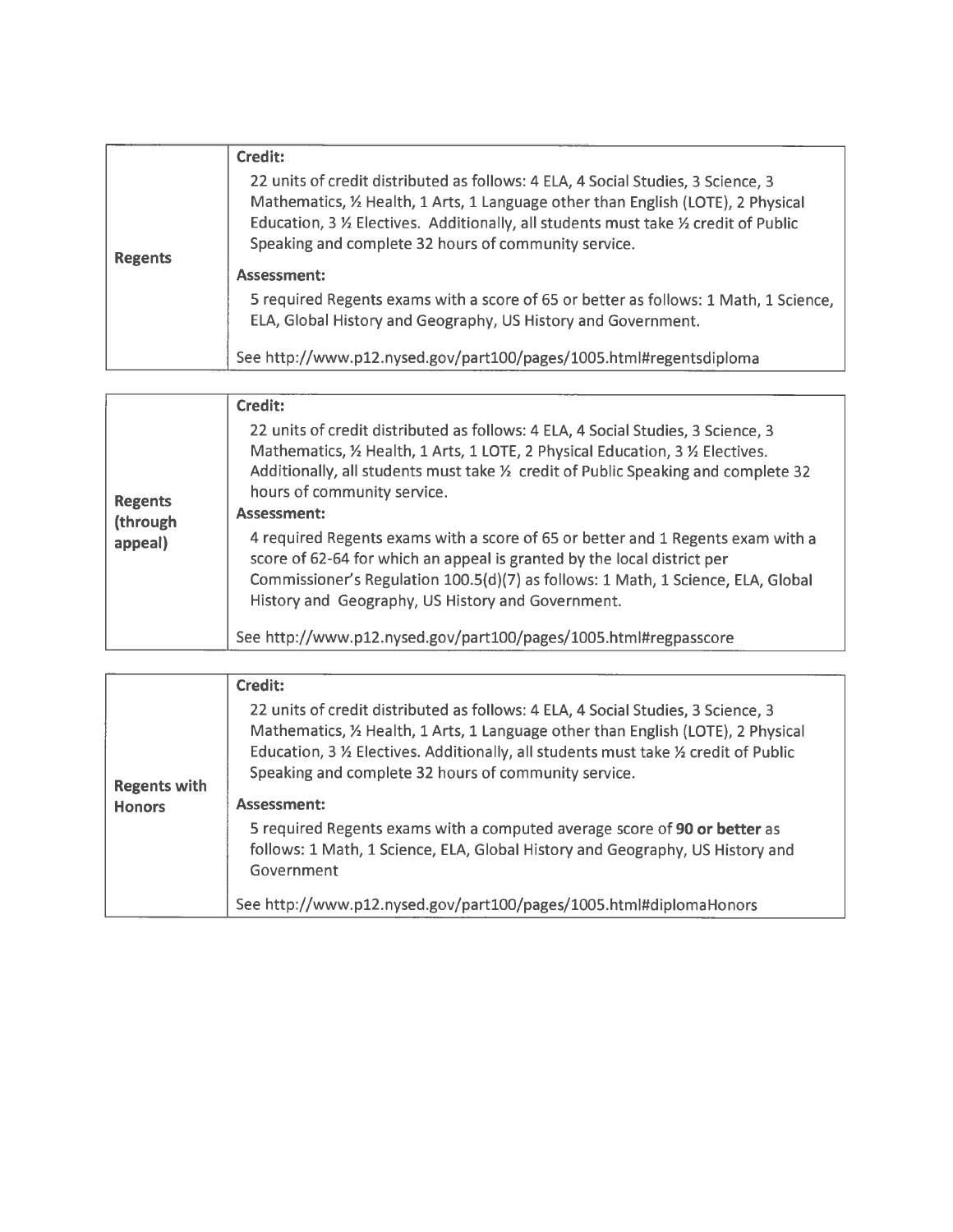| | |
|---|---|
| **Regents** | **Credit:** 22 units of credit distributed as follows: 4 ELA, 4 Social Studies, 3 Science, 3 Mathematics, ½ Health, 1 Arts, 1 Language other than English (LOTE), 2 Physical Education, 3 ½ Electives. Additionally, all students must take ½ credit of Public Speaking and complete 32 hours of community service.<br><br>**Assessment:** 5 required Regents exams with a score of 65 or better as follows: 1 Math, 1 Science, ELA, Global History and Geography, US History and Government.<br><br>See http://www.p12.nysed.gov/part100/pages/1005.html#regentsdiploma |

| | |
|---|---|
| **Regents (through appeal)** | **Credit:** 22 units of credit distributed as follows: 4 ELA, 4 Social Studies, 3 Science, 3 Mathematics, ½ Health, 1 Arts, 1 LOTE, 2 Physical Education, 3 ½ Electives. Additionally, all students must take ½ credit of Public Speaking and complete 32 hours of community service.<br><br>**Assessment:** 4 required Regents exams with a score of 65 or better and 1 Regents exam with a score of 62-64 for which an appeal is granted by the local district per Commissioner's Regulation 100.5(d)(7) as follows: 1 Math, 1 Science, ELA, Global History and Geography, US History and Government.<br><br>See http://www.p12.nysed.gov/part100/pages/1005.html#regpasscore |

| | |
|---|---|
| **Regents with Honors** | **Credit:** 22 units of credit distributed as follows: 4 ELA, 4 Social Studies, 3 Science, 3 Mathematics, ½ Health, 1 Arts, 1 Language other than English (LOTE), 2 Physical Education, 3 ½ Electives. Additionally, all students must take ½ credit of Public Speaking and complete 32 hours of community service.<br><br>**Assessment:** 5 required Regents exams with a computed average score of **90 or better** as follows: 1 Math, 1 Science, ELA, Global History and Geography, US History and Government<br><br>See http://www.p12.nysed.gov/part100/pages/1005.html#diplomaHonors |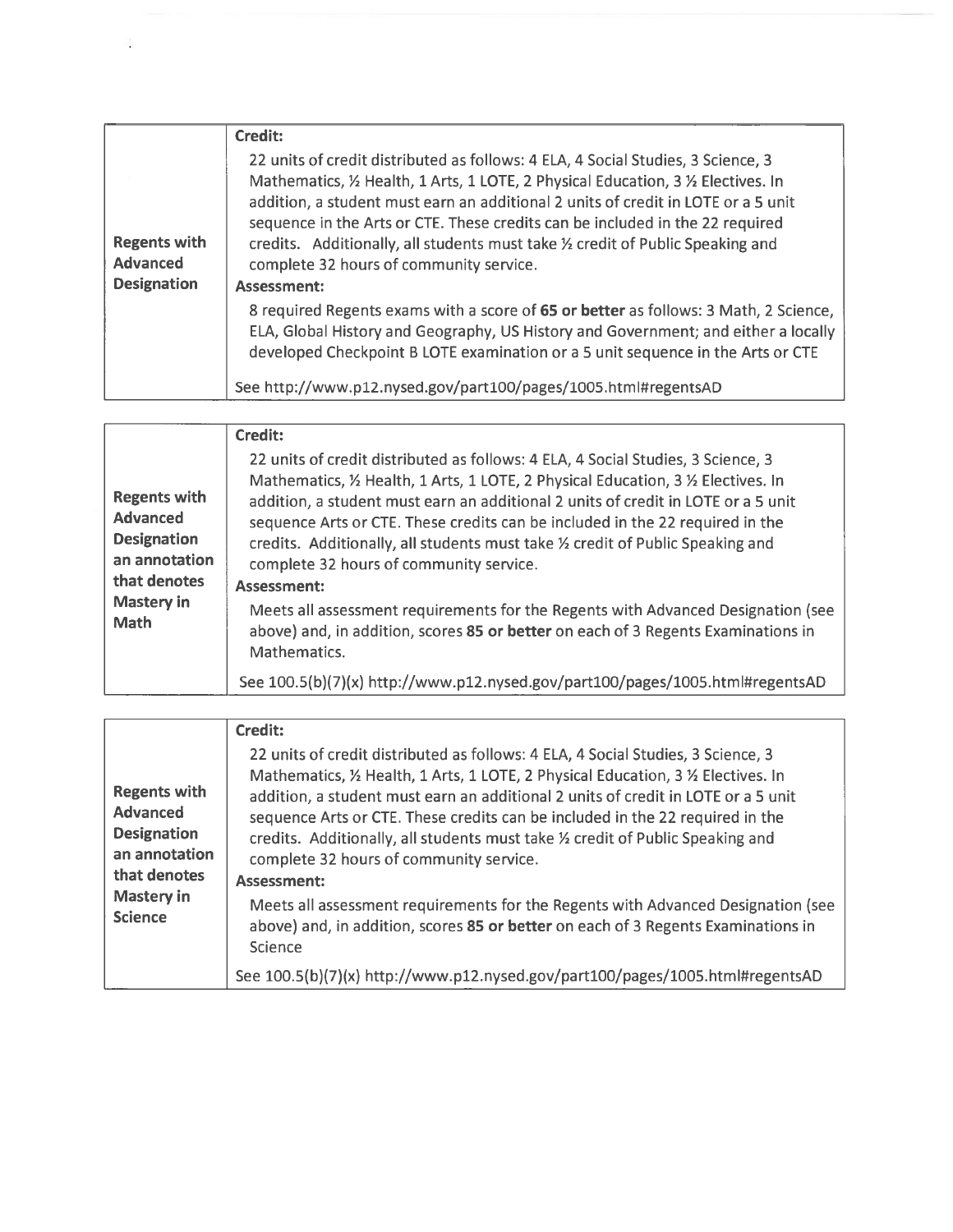| | |
|---|---|
| **Regents with Advanced Designation** | **Credit:**<br>22 units of credit distributed as follows: 4 ELA, 4 Social Studies, 3 Science, 3 Mathematics, ½ Health, 1 Arts, 1 LOTE, 2 Physical Education, 3 ½ Electives. In addition, a student must earn an additional 2 units of credit in LOTE or a 5 unit sequence in the Arts or CTE. These credits can be included in the 22 required credits. Additionally, all students must take ½ credit of Public Speaking and complete 32 hours of community service.<br>**Assessment:**<br>8 required Regents exams with a score of **65 or better** as follows: 3 Math, 2 Science, ELA, Global History and Geography, US History and Government; and either a locally developed Checkpoint B LOTE examination or a 5 unit sequence in the Arts or CTE<br>See http://www.p12.nysed.gov/part100/pages/1005.html#regentsAD |

| | |
|---|---|
| **Regents with Advanced Designation an annotation that denotes Mastery in Math** | **Credit:**<br>22 units of credit distributed as follows: 4 ELA, 4 Social Studies, 3 Science, 3 Mathematics, ½ Health, 1 Arts, 1 LOTE, 2 Physical Education, 3 ½ Electives. In addition, a student must earn an additional 2 units of credit in LOTE or a 5 unit sequence Arts or CTE. These credits can be included in the 22 required in the credits. Additionally, all students must take ½ credit of Public Speaking and complete 32 hours of community service.<br>**Assessment:**<br>Meets all assessment requirements for the Regents with Advanced Designation (see above) and, in addition, scores **85 or better** on each of 3 Regents Examinations in Mathematics.<br>See 100.5(b)(7)(x) http://www.p12.nysed.gov/part100/pages/1005.html#regentsAD |

| | |
|---|---|
| **Regents with Advanced Designation an annotation that denotes Mastery in Science** | **Credit:**<br>22 units of credit distributed as follows: 4 ELA, 4 Social Studies, 3 Science, 3 Mathematics, ½ Health, 1 Arts, 1 LOTE, 2 Physical Education, 3 ½ Electives. In addition, a student must earn an additional 2 units of credit in LOTE or a 5 unit sequence Arts or CTE. These credits can be included in the 22 required in the credits. Additionally, all students must take ½ credit of Public Speaking and complete 32 hours of community service.<br>**Assessment:**<br>Meets all assessment requirements for the Regents with Advanced Designation (see above) and, in addition, scores **85 or better** on each of 3 Regents Examinations in Science<br>See 100.5(b)(7)(x) http://www.p12.nysed.gov/part100/pages/1005.html#regentsAD |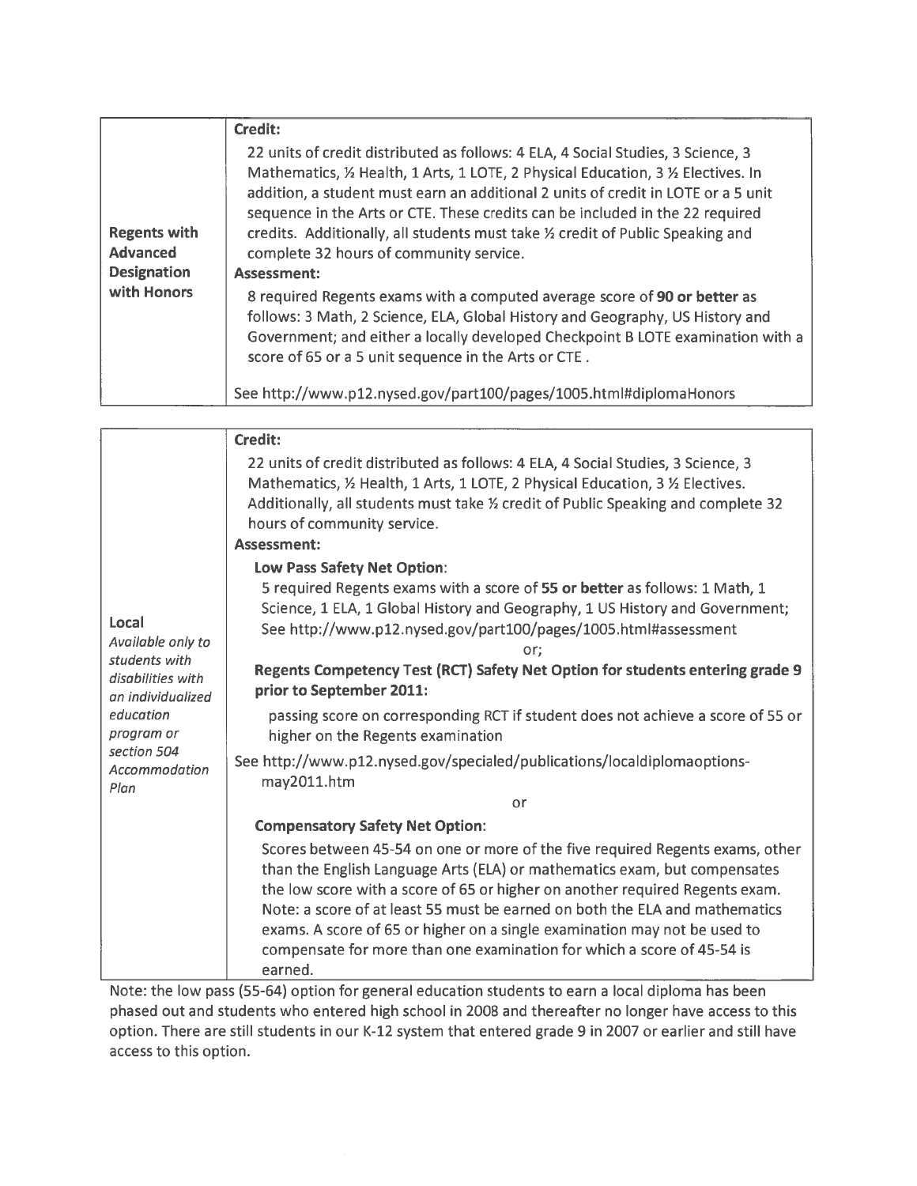| | |
|---|---|
| **Regents with Advanced Designation with Honors** | **Credit:**<br>22 units of credit distributed as follows: 4 ELA, 4 Social Studies, 3 Science, 3 Mathematics, ½ Health, 1 Arts, 1 LOTE, 2 Physical Education, 3 ½ Electives. In addition, a student must earn an additional 2 units of credit in LOTE or a 5 unit sequence in the Arts or CTE. These credits can be included in the 22 required credits. Additionally, all students must take ½ credit of Public Speaking and complete 32 hours of community service.<br>**Assessment:**<br>8 required Regents exams with a computed average score of **90 or better** as follows: 3 Math, 2 Science, ELA, Global History and Geography, US History and Government; and either a locally developed Checkpoint B LOTE examination with a score of 65 or a 5 unit sequence in the Arts or CTE .<br><br>See http://www.p12.nysed.gov/part100/pages/1005.html#diplomaHonors |

| | |
|---|---|
| **Local**<br>*Available only to students with disabilities with an individualized education program or section 504 Accommodation Plan* | **Credit:**<br>22 units of credit distributed as follows: 4 ELA, 4 Social Studies, 3 Science, 3 Mathematics, ½ Health, 1 Arts, 1 LOTE, 2 Physical Education, 3 ½ Electives. Additionally, all students must take ½ credit of Public Speaking and complete 32 hours of community service.<br>**Assessment:**<br>**Low Pass Safety Net Option**:<br>5 required Regents exams with a score of **55 or better** as follows: 1 Math, 1 Science, 1 ELA, 1 Global History and Geography, 1 US History and Government; See http://www.p12.nysed.gov/part100/pages/1005.html#assessment<br>or;<br>**Regents Competency Test (RCT) Safety Net Option for students entering grade 9 prior to September 2011:**<br>passing score on corresponding RCT if student does not achieve a score of 55 or higher on the Regents examination<br>See http://www.p12.nysed.gov/specialed/publications/localdiplomaoptions-may2011.htm<br>or<br>**Compensatory Safety Net Option**:<br>Scores between 45-54 on one or more of the five required Regents exams, other than the English Language Arts (ELA) or mathematics exam, but compensates the low score with a score of 65 or higher on another required Regents exam. Note: a score of at least 55 must be earned on both the ELA and mathematics exams. A score of 65 or higher on a single examination may not be used to compensate for more than one examination for which a score of 45-54 is earned. |

Note: the low pass (55-64) option for general education students to earn a local diploma has been phased out and students who entered high school in 2008 and thereafter no longer have access to this option. There are still students in our K-12 system that entered grade 9 in 2007 or earlier and still have access to this option.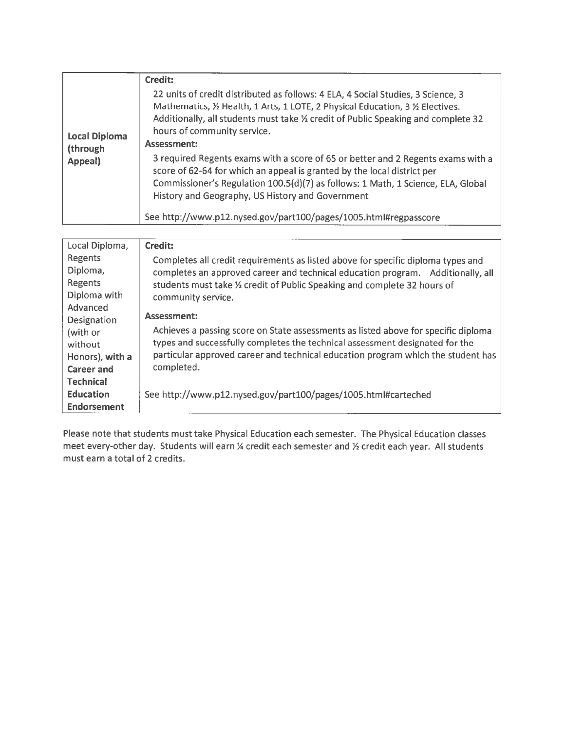| | |
|---|---|
| **Local Diploma (through Appeal)** | **Credit:**<br>22 units of credit distributed as follows: 4 ELA, 4 Social Studies, 3 Science, 3 Mathematics, ½ Health, 1 Arts, 1 LOTE, 2 Physical Education, 3 ½ Electives. Additionally, all students must take ½ credit of Public Speaking and complete 32 hours of community service.<br>**Assessment:**<br>3 required Regents exams with a score of 65 or better and 2 Regents exams with a score of 62-64 for which an appeal is granted by the local district per Commissioner's Regulation 100.5(d)(7) as follows: 1 Math, 1 Science, ELA, Global History and Geography, US History and Government<br><br>See http://www.p12.nysed.gov/part100/pages/1005.html#regpasscore |

| | |
|---|---|
| Local Diploma, Regents Diploma, Regents Diploma with Advanced Designation (with or without Honors), **with a Career and Technical Education Endorsement** | **Credit:**<br>Completes all credit requirements as listed above for specific diploma types and completes an approved career and technical education program. Additionally, all students must take ½ credit of Public Speaking and complete 32 hours of community service.<br>**Assessment:**<br>Achieves a passing score on State assessments as listed above for specific diploma types and successfully completes the technical assessment designated for the particular approved career and technical education program which the student has completed.<br><br>See http://www.p12.nysed.gov/part100/pages/1005.html#carteched |

Please note that students must take Physical Education each semester. The Physical Education classes meet every-other day. Students will earn ¼ credit each semester and ½ credit each year. All students must earn a total of 2 credits.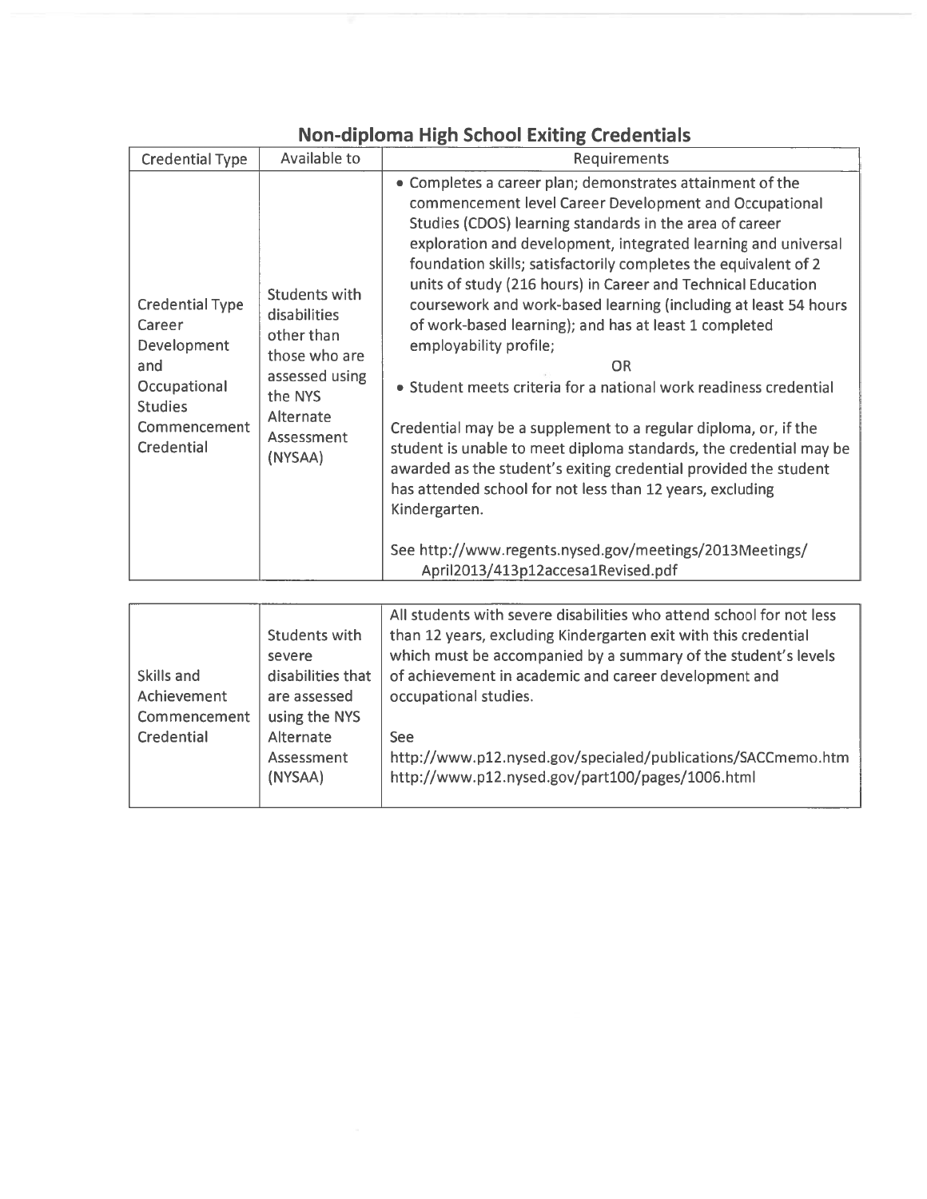## Non-diploma High School Exiting Credentials

| Credential Type | Available to | Requirements |
|---|---|---|
| Credential Type Career Development and Occupational Studies Commencement Credential | Students with disabilities other than those who are assessed using the NYS Alternate Assessment (NYSAA) | • Completes a career plan; demonstrates attainment of the commencement level Career Development and Occupational Studies (CDOS) learning standards in the area of career exploration and development, integrated learning and universal foundation skills; satisfactorily completes the equivalent of 2 units of study (216 hours) in Career and Technical Education coursework and work-based learning (including at least 54 hours of work-based learning); and has at least 1 completed employability profile; <br> OR <br> • Student meets criteria for a national work readiness credential <br><br> Credential may be a supplement to a regular diploma, or, if the student is unable to meet diploma standards, the credential may be awarded as the student's exiting credential provided the student has attended school for not less than 12 years, excluding Kindergarten. <br><br> See http://www.regents.nysed.gov/meetings/2013Meetings/April2013/413p12accesa1Revised.pdf |
| Skills and Achievement Commencement Credential | Students with severe disabilities that are assessed using the NYS Alternate Assessment (NYSAA) | All students with severe disabilities who attend school for not less than 12 years, excluding Kindergarten exit with this credential which must be accompanied by a summary of the student's levels of achievement in academic and career development and occupational studies. <br><br> See <br> http://www.p12.nysed.gov/specialed/publications/SACCmemo.htm <br> http://www.p12.nysed.gov/part100/pages/1006.html |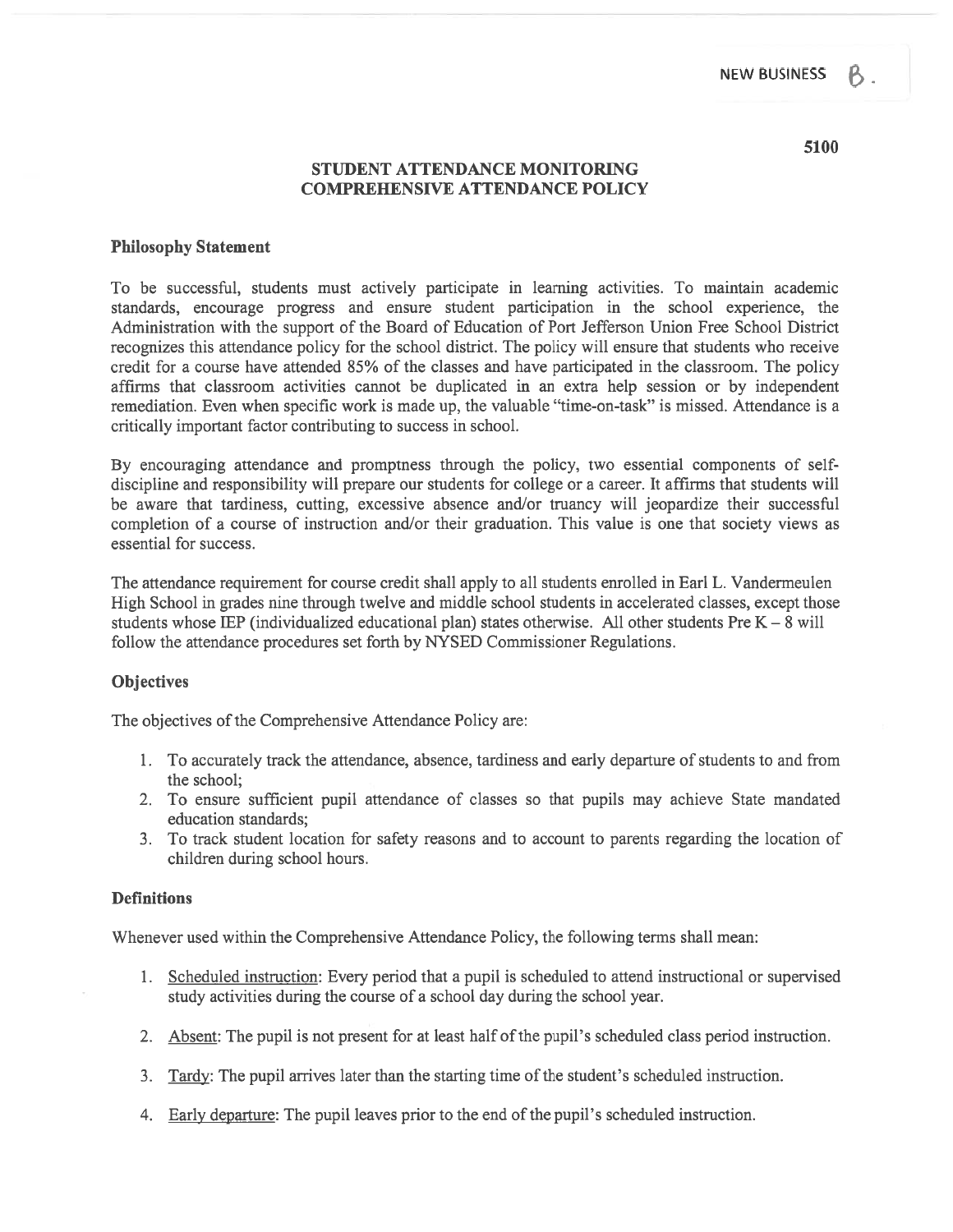NEW BUSINESS B.

5100

# STUDENT ATTENDANCE MONITORING
# COMPREHENSIVE ATTENDANCE POLICY

## Philosophy Statement

To be successful, students must actively participate in learning activities. To maintain academic standards, encourage progress and ensure student participation in the school experience, the Administration with the support of the Board of Education of Port Jefferson Union Free School District recognizes this attendance policy for the school district. The policy will ensure that students who receive credit for a course have attended 85% of the classes and have participated in the classroom. The policy affirms that classroom activities cannot be duplicated in an extra help session or by independent remediation. Even when specific work is made up, the valuable "time-on-task" is missed. Attendance is a critically important factor contributing to success in school.

By encouraging attendance and promptness through the policy, two essential components of self-discipline and responsibility will prepare our students for college or a career. It affirms that students will be aware that tardiness, cutting, excessive absence and/or truancy will jeopardize their successful completion of a course of instruction and/or their graduation. This value is one that society views as essential for success.

The attendance requirement for course credit shall apply to all students enrolled in Earl L. Vandermeulen High School in grades nine through twelve and middle school students in accelerated classes, except those students whose IEP (individualized educational plan) states otherwise. All other students Pre K – 8 will follow the attendance procedures set forth by NYSED Commissioner Regulations.

## Objectives

The objectives of the Comprehensive Attendance Policy are:

1. To accurately track the attendance, absence, tardiness and early departure of students to and from the school;
2. To ensure sufficient pupil attendance of classes so that pupils may achieve State mandated education standards;
3. To track student location for safety reasons and to account to parents regarding the location of children during school hours.

## Definitions

Whenever used within the Comprehensive Attendance Policy, the following terms shall mean:

1. Scheduled instruction: Every period that a pupil is scheduled to attend instructional or supervised study activities during the course of a school day during the school year.
2. Absent: The pupil is not present for at least half of the pupil's scheduled class period instruction.
3. Tardy: The pupil arrives later than the starting time of the student's scheduled instruction.
4. Early departure: The pupil leaves prior to the end of the pupil's scheduled instruction.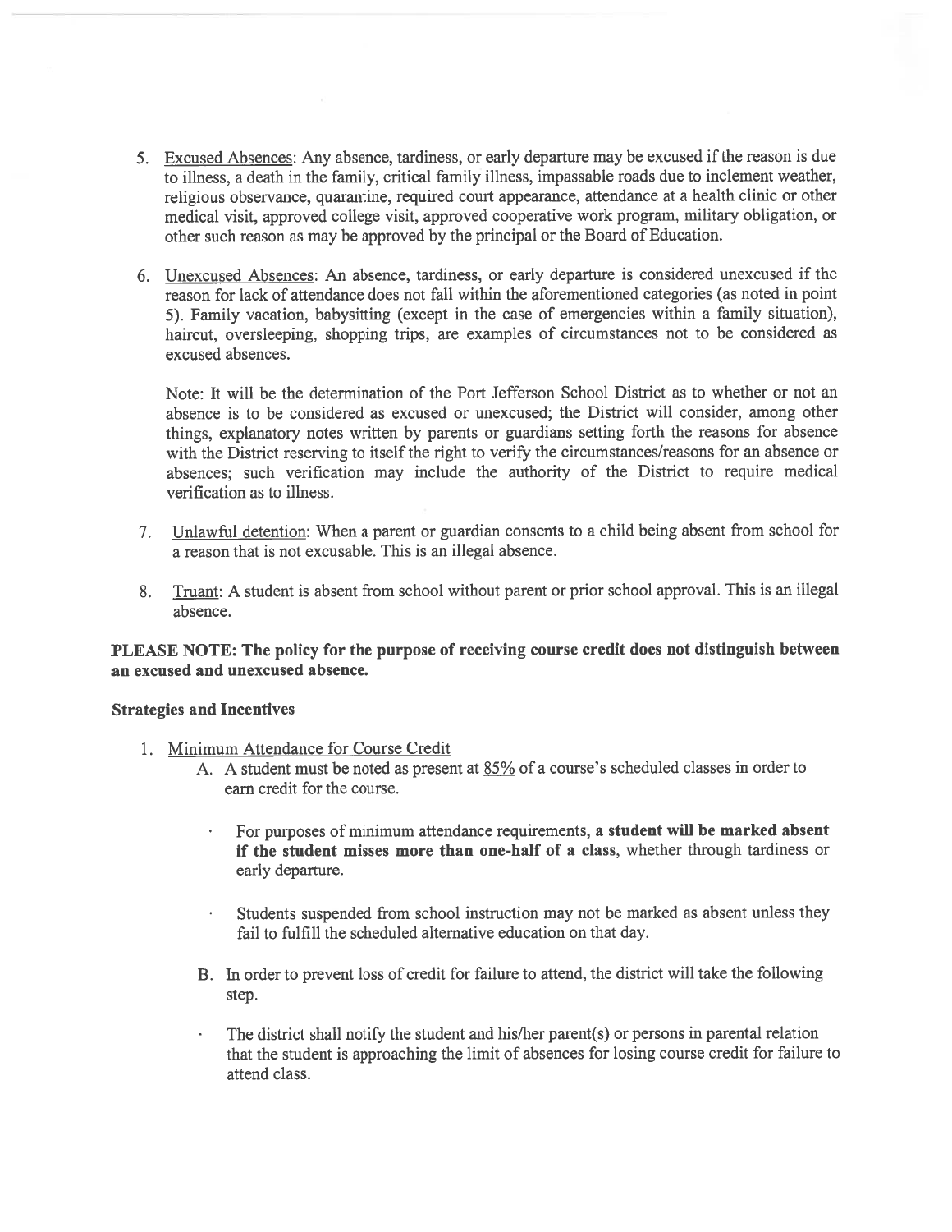5. <u>Excused Absences</u>: Any absence, tardiness, or early departure may be excused if the reason is due to illness, a death in the family, critical family illness, impassable roads due to inclement weather, religious observance, quarantine, required court appearance, attendance at a health clinic or other medical visit, approved college visit, approved cooperative work program, military obligation, or other such reason as may be approved by the principal or the Board of Education.

6. <u>Unexcused Absences</u>: An absence, tardiness, or early departure is considered unexcused if the reason for lack of attendance does not fall within the aforementioned categories (as noted in point 5). Family vacation, babysitting (except in the case of emergencies within a family situation), haircut, oversleeping, shopping trips, are examples of circumstances not to be considered as excused absences.

   Note: It will be the determination of the Port Jefferson School District as to whether or not an absence is to be considered as excused or unexcused; the District will consider, among other things, explanatory notes written by parents or guardians setting forth the reasons for absence with the District reserving to itself the right to verify the circumstances/reasons for an absence or absences; such verification may include the authority of the District to require medical verification as to illness.

7. <u>Unlawful detention</u>: When a parent or guardian consents to a child being absent from school for a reason that is not excusable. This is an illegal absence.

8. <u>Truant</u>: A student is absent from school without parent or prior school approval. This is an illegal absence.

**PLEASE NOTE: The policy for the purpose of receiving course credit does not distinguish between an excused and unexcused absence.**

**Strategies and Incentives**

1. <u>Minimum Attendance for Course Credit</u>
   A. A student must be noted as present at <u>85%</u> of a course's scheduled classes in order to earn credit for the course.

      - For purposes of minimum attendance requirements, **a student will be marked absent if the student misses more than one-half of a class**, whether through tardiness or early departure.

      - Students suspended from school instruction may not be marked as absent unless they fail to fulfill the scheduled alternative education on that day.

   B. In order to prevent loss of credit for failure to attend, the district will take the following step.

   - The district shall notify the student and his/her parent(s) or persons in parental relation that the student is approaching the limit of absences for losing course credit for failure to attend class.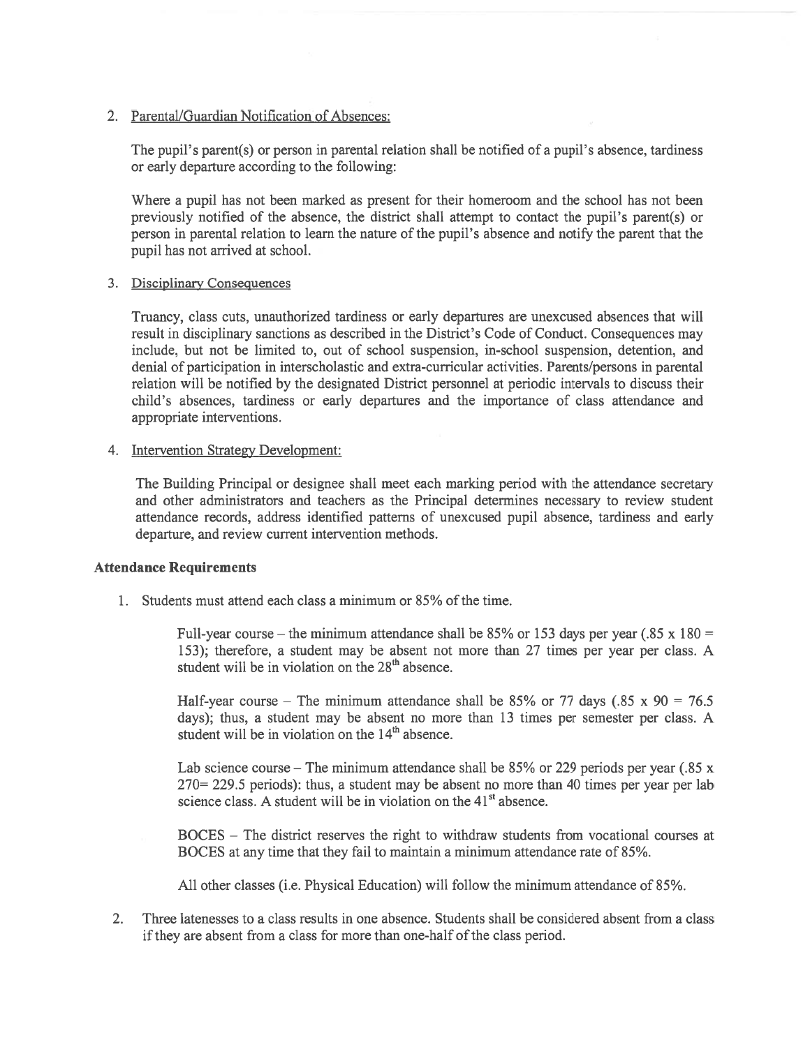2. Parental/Guardian Notification of Absences:

   The pupil's parent(s) or person in parental relation shall be notified of a pupil's absence, tardiness or early departure according to the following:

   Where a pupil has not been marked as present for their homeroom and the school has not been previously notified of the absence, the district shall attempt to contact the pupil's parent(s) or person in parental relation to learn the nature of the pupil's absence and notify the parent that the pupil has not arrived at school.

3. Disciplinary Consequences

   Truancy, class cuts, unauthorized tardiness or early departures are unexcused absences that will result in disciplinary sanctions as described in the District's Code of Conduct. Consequences may include, but not be limited to, out of school suspension, in-school suspension, detention, and denial of participation in interscholastic and extra-curricular activities. Parents/persons in parental relation will be notified by the designated District personnel at periodic intervals to discuss their child's absences, tardiness or early departures and the importance of class attendance and appropriate interventions.

4. Intervention Strategy Development:

   The Building Principal or designee shall meet each marking period with the attendance secretary and other administrators and teachers as the Principal determines necessary to review student attendance records, address identified patterns of unexcused pupil absence, tardiness and early departure, and review current intervention methods.

**Attendance Requirements**

1. Students must attend each class a minimum or 85% of the time.

   Full-year course – the minimum attendance shall be 85% or 153 days per year (.85 x 180 = 153); therefore, a student may be absent not more than 27 times per year per class. A student will be in violation on the 28th absence.

   Half-year course – The minimum attendance shall be 85% or 77 days (.85 x 90 = 76.5 days); thus, a student may be absent no more than 13 times per semester per class. A student will be in violation on the 14th absence.

   Lab science course – The minimum attendance shall be 85% or 229 periods per year (.85 x 270= 229.5 periods): thus, a student may be absent no more than 40 times per year per lab science class. A student will be in violation on the 41st absence.

   BOCES – The district reserves the right to withdraw students from vocational courses at BOCES at any time that they fail to maintain a minimum attendance rate of 85%.

   All other classes (i.e. Physical Education) will follow the minimum attendance of 85%.

2. Three latenesses to a class results in one absence. Students shall be considered absent from a class if they are absent from a class for more than one-half of the class period.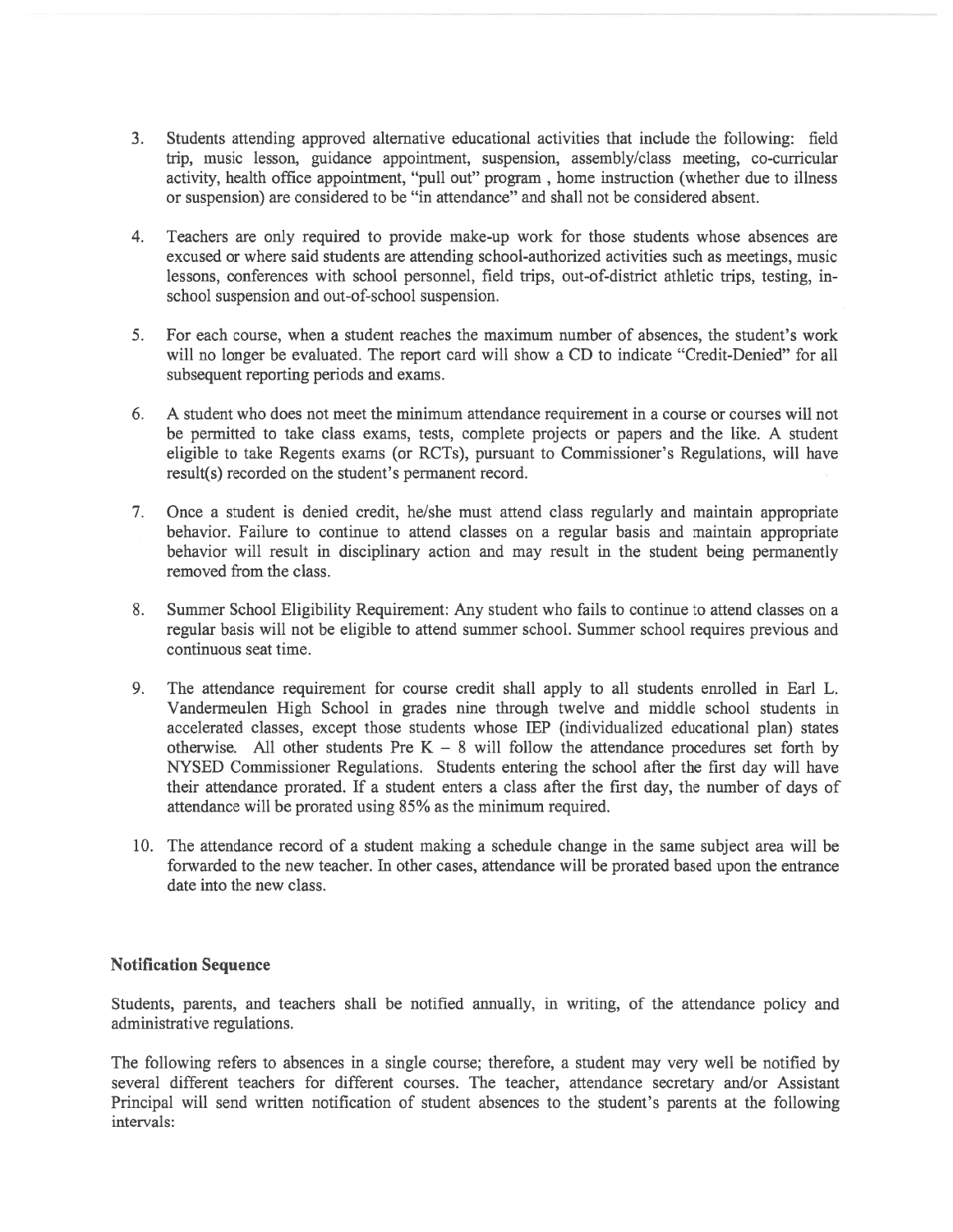3. Students attending approved alternative educational activities that include the following: field trip, music lesson, guidance appointment, suspension, assembly/class meeting, co-curricular activity, health office appointment, "pull out" program , home instruction (whether due to illness or suspension) are considered to be "in attendance" and shall not be considered absent.

4. Teachers are only required to provide make-up work for those students whose absences are excused or where said students are attending school-authorized activities such as meetings, music lessons, conferences with school personnel, field trips, out-of-district athletic trips, testing, in-school suspension and out-of-school suspension.

5. For each course, when a student reaches the maximum number of absences, the student's work will no longer be evaluated. The report card will show a CD to indicate "Credit-Denied" for all subsequent reporting periods and exams.

6. A student who does not meet the minimum attendance requirement in a course or courses will not be permitted to take class exams, tests, complete projects or papers and the like. A student eligible to take Regents exams (or RCTs), pursuant to Commissioner's Regulations, will have result(s) recorded on the student's permanent record.

7. Once a student is denied credit, he/she must attend class regularly and maintain appropriate behavior. Failure to continue to attend classes on a regular basis and maintain appropriate behavior will result in disciplinary action and may result in the student being permanently removed from the class.

8. Summer School Eligibility Requirement: Any student who fails to continue to attend classes on a regular basis will not be eligible to attend summer school. Summer school requires previous and continuous seat time.

9. The attendance requirement for course credit shall apply to all students enrolled in Earl L. Vandermeulen High School in grades nine through twelve and middle school students in accelerated classes, except those students whose IEP (individualized educational plan) states otherwise. All other students Pre K – 8 will follow the attendance procedures set forth by NYSED Commissioner Regulations. Students entering the school after the first day will have their attendance prorated. If a student enters a class after the first day, the number of days of attendance will be prorated using 85% as the minimum required.

10. The attendance record of a student making a schedule change in the same subject area will be forwarded to the new teacher. In other cases, attendance will be prorated based upon the entrance date into the new class.

**Notification Sequence**

Students, parents, and teachers shall be notified annually, in writing, of the attendance policy and administrative regulations.

The following refers to absences in a single course; therefore, a student may very well be notified by several different teachers for different courses. The teacher, attendance secretary and/or Assistant Principal will send written notification of student absences to the student's parents at the following intervals: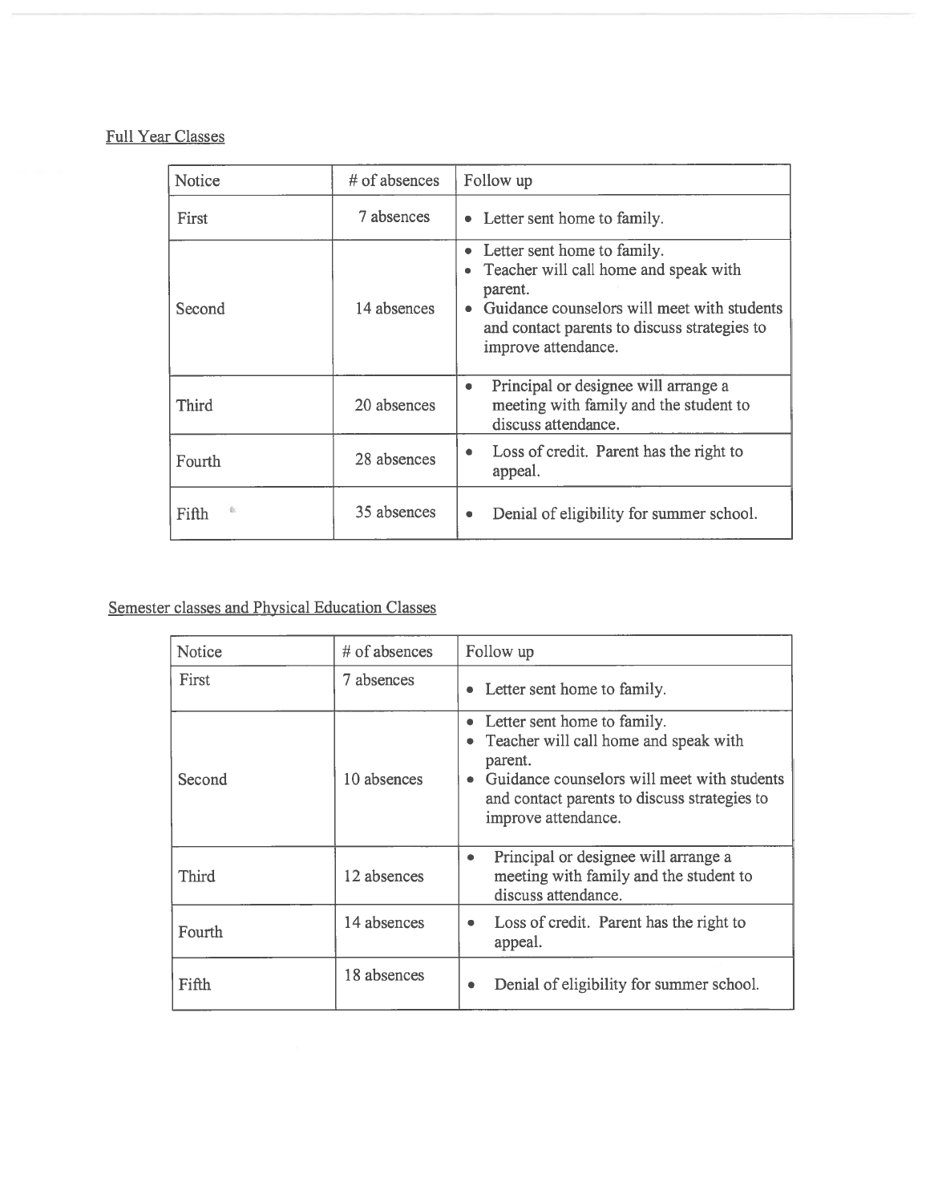Full Year Classes

| Notice | # of absences | Follow up |
| --- | --- | --- |
| First | 7 absences | • Letter sent home to family. |
| Second | 14 absences | • Letter sent home to family.<br>• Teacher will call home and speak with parent.<br>• Guidance counselors will meet with students and contact parents to discuss strategies to improve attendance. |
| Third | 20 absences | • Principal or designee will arrange a meeting with family and the student to discuss attendance. |
| Fourth | 28 absences | • Loss of credit. Parent has the right to appeal. |
| Fifth | 35 absences | • Denial of eligibility for summer school. |

Semester classes and Physical Education Classes

| Notice | # of absences | Follow up |
| --- | --- | --- |
| First | 7 absences | • Letter sent home to family. |
| Second | 10 absences | • Letter sent home to family.<br>• Teacher will call home and speak with parent.<br>• Guidance counselors will meet with students and contact parents to discuss strategies to improve attendance. |
| Third | 12 absences | • Principal or designee will arrange a meeting with family and the student to discuss attendance. |
| Fourth | 14 absences | • Loss of credit. Parent has the right to appeal. |
| Fifth | 18 absences | • Denial of eligibility for summer school. |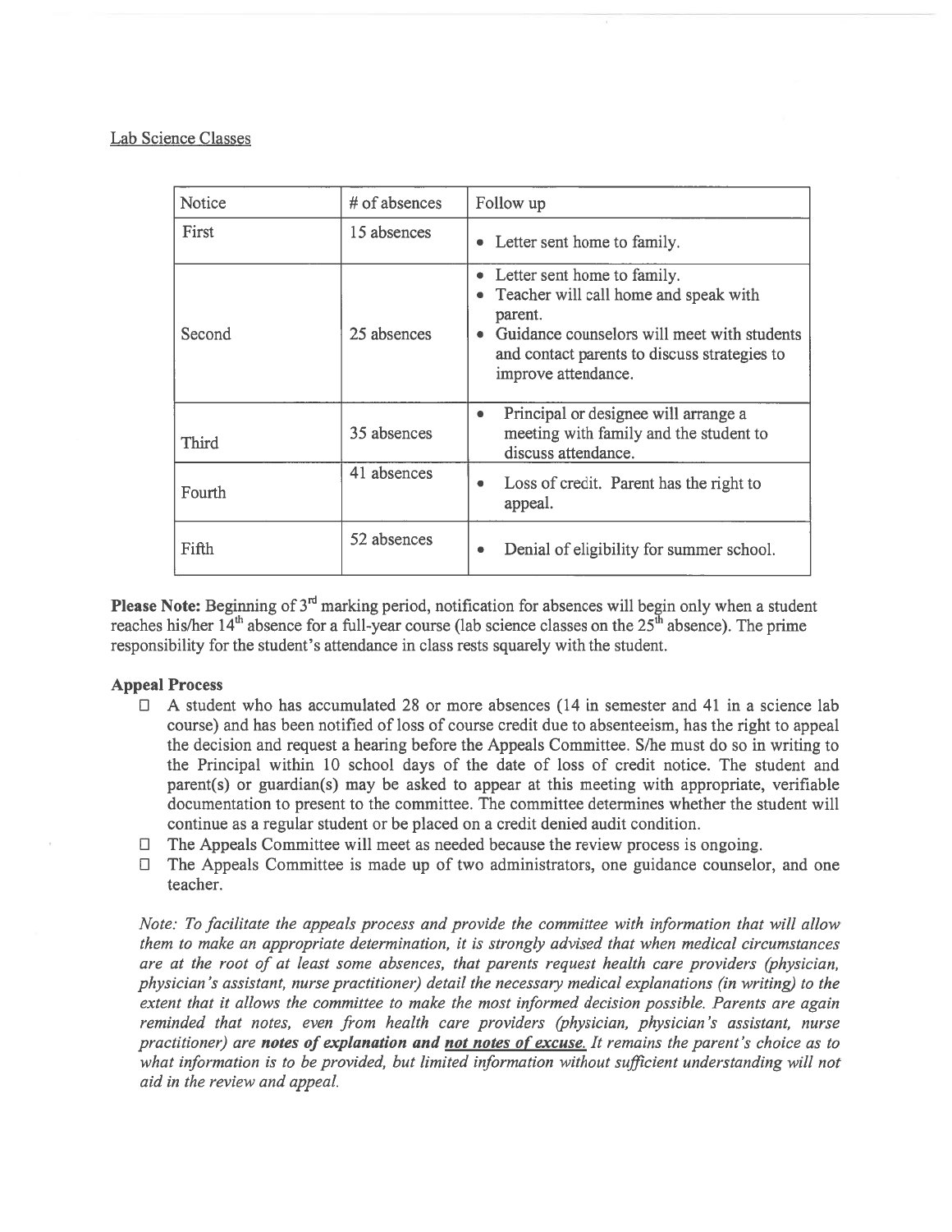Lab Science Classes

| Notice | # of absences | Follow up |
| --- | --- | --- |
| First | 15 absences | • Letter sent home to family. |
| Second | 25 absences | • Letter sent home to family.<br>• Teacher will call home and speak with parent.<br>• Guidance counselors will meet with students and contact parents to discuss strategies to improve attendance. |
| Third | 35 absences | • Principal or designee will arrange a meeting with family and the student to discuss attendance. |
| Fourth | 41 absences | • Loss of credit. Parent has the right to appeal. |
| Fifth | 52 absences | • Denial of eligibility for summer school. |

**Please Note:** Beginning of 3rd marking period, notification for absences will begin only when a student reaches his/her 14th absence for a full-year course (lab science classes on the 25th absence). The prime responsibility for the student's attendance in class rests squarely with the student.

**Appeal Process**

- A student who has accumulated 28 or more absences (14 in semester and 41 in a science lab course) and has been notified of loss of course credit due to absenteeism, has the right to appeal the decision and request a hearing before the Appeals Committee. S/he must do so in writing to the Principal within 10 school days of the date of loss of credit notice. The student and parent(s) or guardian(s) may be asked to appear at this meeting with appropriate, verifiable documentation to present to the committee. The committee determines whether the student will continue as a regular student or be placed on a credit denied audit condition.
- The Appeals Committee will meet as needed because the review process is ongoing.
- The Appeals Committee is made up of two administrators, one guidance counselor, and one teacher.

*Note: To facilitate the appeals process and provide the committee with information that will allow them to make an appropriate determination, it is strongly advised that when medical circumstances are at the root of at least some absences, that parents request health care providers (physician, physician's assistant, nurse practitioner) detail the necessary medical explanations (in writing) to the extent that it allows the committee to make the most informed decision possible. Parents are again reminded that notes, even from health care providers (physician, physician's assistant, nurse practitioner) are **notes of explanation and <u>not notes of excuse.</u>** It remains the parent's choice as to what information is to be provided, but limited information without sufficient understanding will not aid in the review and appeal.*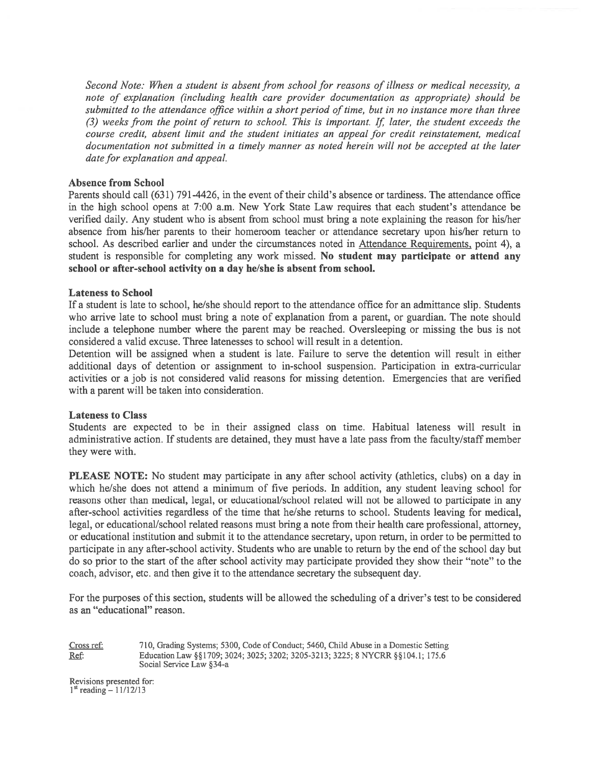*Second Note: When a student is absent from school for reasons of illness or medical necessity, a note of explanation (including health care provider documentation as appropriate) should be submitted to the attendance office within a short period of time, but in no instance more than three (3) weeks from the point of return to school. This is important. If, later, the student exceeds the course credit, absent limit and the student initiates an appeal for credit reinstatement, medical documentation not submitted in a timely manner as noted herein will not be accepted at the later date for explanation and appeal.*

**Absence from School**

Parents should call (631) 791-4426, in the event of their child's absence or tardiness. The attendance office in the high school opens at 7:00 a.m. New York State Law requires that each student's attendance be verified daily. Any student who is absent from school must bring a note explaining the reason for his/her absence from his/her parents to their homeroom teacher or attendance secretary upon his/her return to school. As described earlier and under the circumstances noted in Attendance Requirements, point 4), a student is responsible for completing any work missed. **No student may participate or attend any school or after-school activity on a day he/she is absent from school.**

**Lateness to School**

If a student is late to school, he/she should report to the attendance office for an admittance slip. Students who arrive late to school must bring a note of explanation from a parent, or guardian. The note should include a telephone number where the parent may be reached. Oversleeping or missing the bus is not considered a valid excuse. Three latenesses to school will result in a detention.

Detention will be assigned when a student is late. Failure to serve the detention will result in either additional days of detention or assignment to in-school suspension. Participation in extra-curricular activities or a job is not considered valid reasons for missing detention. Emergencies that are verified with a parent will be taken into consideration.

**Lateness to Class**

Students are expected to be in their assigned class on time. Habitual lateness will result in administrative action. If students are detained, they must have a late pass from the faculty/staff member they were with.

**PLEASE NOTE:** No student may participate in any after school activity (athletics, clubs) on a day in which he/she does not attend a minimum of five periods. In addition, any student leaving school for reasons other than medical, legal, or educational/school related will not be allowed to participate in any after-school activities regardless of the time that he/she returns to school. Students leaving for medical, legal, or educational/school related reasons must bring a note from their health care professional, attorney, or educational institution and submit it to the attendance secretary, upon return, in order to be permitted to participate in any after-school activity. Students who are unable to return by the end of the school day but do so prior to the start of the after school activity may participate provided they show their "note" to the coach, advisor, etc. and then give it to the attendance secretary the subsequent day.

For the purposes of this section, students will be allowed the scheduling of a driver's test to be considered as an "educational" reason.

Cross ref: 710, Grading Systems; 5300, Code of Conduct; 5460, Child Abuse in a Domestic Setting
Ref: Education Law §§1709; 3024; 3025; 3202; 3205-3213; 3225; 8 NYCRR §§104.1; 175.6
Social Service Law §34-a

Revisions presented for:
1st reading – 11/12/13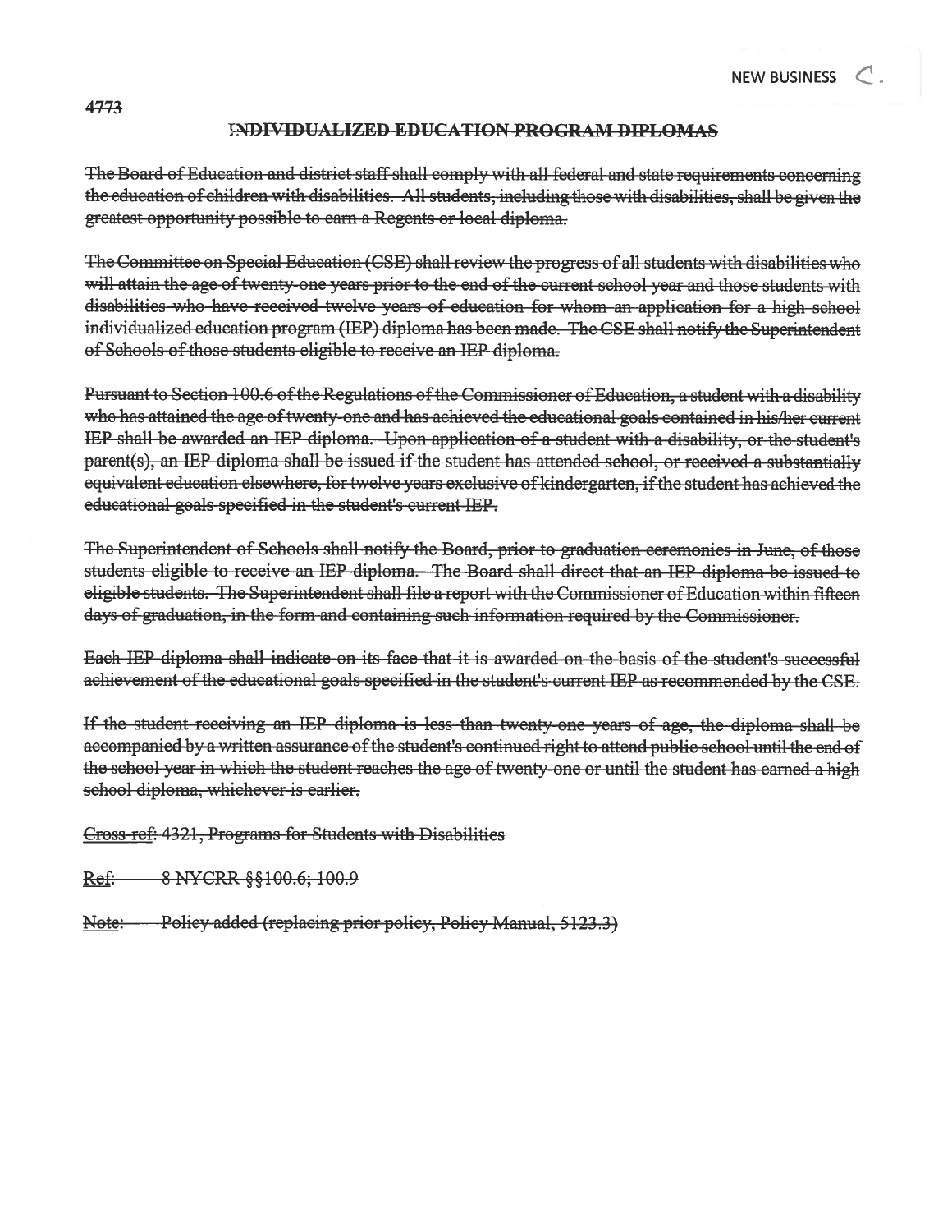NEW BUSINESS C.

4773

## ~~INDIVIDUALIZED EDUCATION PROGRAM DIPLOMAS~~

~~The Board of Education and district staff shall comply with all federal and state requirements concerning the education of children with disabilities. All students, including those with disabilities, shall be given the greatest opportunity possible to earn a Regents or local diploma.~~

~~The Committee on Special Education (CSE) shall review the progress of all students with disabilities who will attain the age of twenty-one years prior to the end of the current school year and those students with disabilities who have received twelve years of education for whom an application for a high school individualized education program (IEP) diploma has been made. The CSE shall notify the Superintendent of Schools of those students eligible to receive an IEP diploma.~~

~~Pursuant to Section 100.6 of the Regulations of the Commissioner of Education, a student with a disability who has attained the age of twenty-one and has achieved the educational goals contained in his/her current IEP shall be awarded an IEP diploma. Upon application of a student with a disability, or the student's parent(s), an IEP diploma shall be issued if the student has attended school, or received a substantially equivalent education elsewhere, for twelve years exclusive of kindergarten, if the student has achieved the educational goals specified in the student's current IEP.~~

~~The Superintendent of Schools shall notify the Board, prior to graduation ceremonies in June, of those students eligible to receive an IEP diploma. The Board shall direct that an IEP diploma be issued to eligible students. The Superintendent shall file a report with the Commissioner of Education within fifteen days of graduation, in the form and containing such information required by the Commissioner.~~

~~Each IEP diploma shall indicate on its face that it is awarded on the basis of the student's successful achievement of the educational goals specified in the student's current IEP as recommended by the CSE.~~

~~If the student receiving an IEP diploma is less than twenty-one years of age, the diploma shall be accompanied by a written assurance of the student's continued right to attend public school until the end of the school year in which the student reaches the age of twenty-one or until the student has earned a high school diploma, whichever is earlier.~~

~~Cross-ref: 4321, Programs for Students with Disabilities~~

~~Ref: 8 NYCRR §§100.6; 100.9~~

~~Note: Policy added (replacing prior policy, Policy Manual, 5123.3)~~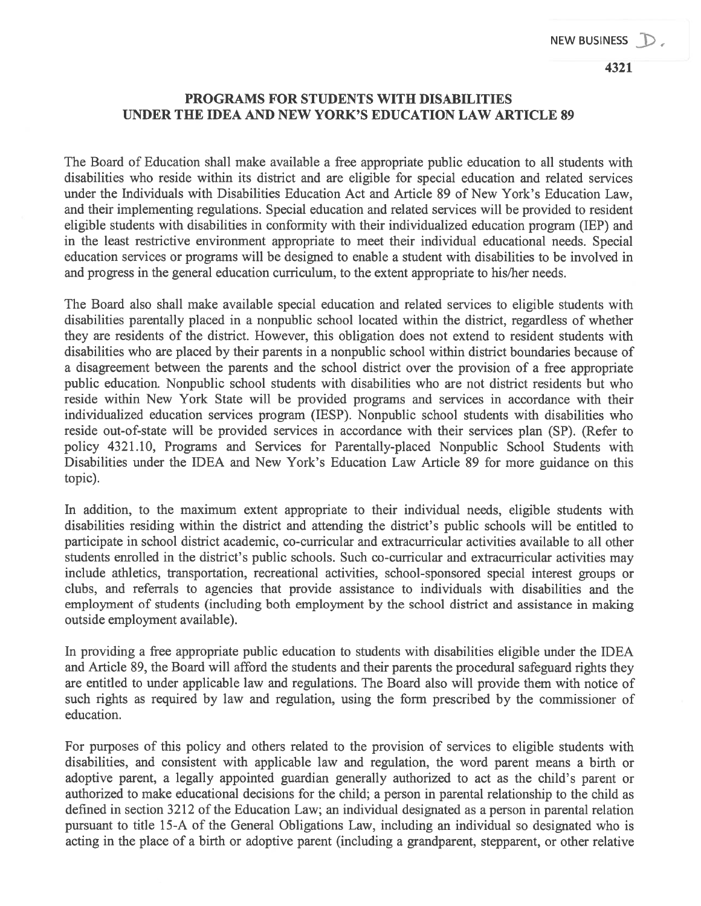NEW BUSINESS D.

4321

## PROGRAMS FOR STUDENTS WITH DISABILITIES UNDER THE IDEA AND NEW YORK'S EDUCATION LAW ARTICLE 89

The Board of Education shall make available a free appropriate public education to all students with disabilities who reside within its district and are eligible for special education and related services under the Individuals with Disabilities Education Act and Article 89 of New York's Education Law, and their implementing regulations. Special education and related services will be provided to resident eligible students with disabilities in conformity with their individualized education program (IEP) and in the least restrictive environment appropriate to meet their individual educational needs. Special education services or programs will be designed to enable a student with disabilities to be involved in and progress in the general education curriculum, to the extent appropriate to his/her needs.

The Board also shall make available special education and related services to eligible students with disabilities parentally placed in a nonpublic school located within the district, regardless of whether they are residents of the district. However, this obligation does not extend to resident students with disabilities who are placed by their parents in a nonpublic school within district boundaries because of a disagreement between the parents and the school district over the provision of a free appropriate public education. Nonpublic school students with disabilities who are not district residents but who reside within New York State will be provided programs and services in accordance with their individualized education services program (IESP). Nonpublic school students with disabilities who reside out-of-state will be provided services in accordance with their services plan (SP). (Refer to policy 4321.10, Programs and Services for Parentally-placed Nonpublic School Students with Disabilities under the IDEA and New York's Education Law Article 89 for more guidance on this topic).

In addition, to the maximum extent appropriate to their individual needs, eligible students with disabilities residing within the district and attending the district's public schools will be entitled to participate in school district academic, co-curricular and extracurricular activities available to all other students enrolled in the district's public schools. Such co-curricular and extracurricular activities may include athletics, transportation, recreational activities, school-sponsored special interest groups or clubs, and referrals to agencies that provide assistance to individuals with disabilities and the employment of students (including both employment by the school district and assistance in making outside employment available).

In providing a free appropriate public education to students with disabilities eligible under the IDEA and Article 89, the Board will afford the students and their parents the procedural safeguard rights they are entitled to under applicable law and regulations. The Board also will provide them with notice of such rights as required by law and regulation, using the form prescribed by the commissioner of education.

For purposes of this policy and others related to the provision of services to eligible students with disabilities, and consistent with applicable law and regulation, the word parent means a birth or adoptive parent, a legally appointed guardian generally authorized to act as the child's parent or authorized to make educational decisions for the child; a person in parental relationship to the child as defined in section 3212 of the Education Law; an individual designated as a person in parental relation pursuant to title 15-A of the General Obligations Law, including an individual so designated who is acting in the place of a birth or adoptive parent (including a grandparent, stepparent, or other relative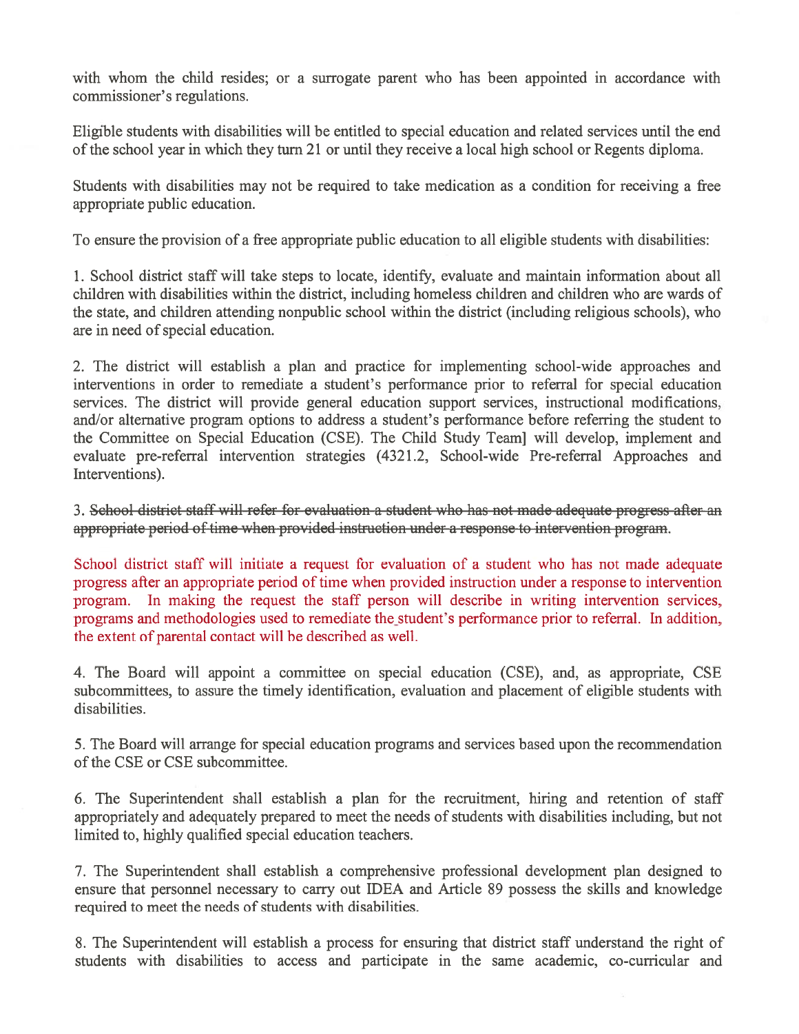with whom the child resides; or a surrogate parent who has been appointed in accordance with commissioner's regulations.

Eligible students with disabilities will be entitled to special education and related services until the end of the school year in which they turn 21 or until they receive a local high school or Regents diploma.

Students with disabilities may not be required to take medication as a condition for receiving a free appropriate public education.

To ensure the provision of a free appropriate public education to all eligible students with disabilities:

1. School district staff will take steps to locate, identify, evaluate and maintain information about all children with disabilities within the district, including homeless children and children who are wards of the state, and children attending nonpublic school within the district (including religious schools), who are in need of special education.

2. The district will establish a plan and practice for implementing school-wide approaches and interventions in order to remediate a student's performance prior to referral for special education services. The district will provide general education support services, instructional modifications, and/or alternative program options to address a student's performance before referring the student to the Committee on Special Education (CSE). The Child Study Team] will develop, implement and evaluate pre-referral intervention strategies (4321.2, School-wide Pre-referral Approaches and Interventions).

3. ~~School district staff will refer for evaluation a student who has not made adequate progress after an appropriate period of time when provided instruction under a response to intervention program.~~

School district staff will initiate a request for evaluation of a student who has not made adequate progress after an appropriate period of time when provided instruction under a response to intervention program. In making the request the staff person will describe in writing intervention services, programs and methodologies used to remediate the student's performance prior to referral. In addition, the extent of parental contact will be described as well.

4. The Board will appoint a committee on special education (CSE), and, as appropriate, CSE subcommittees, to assure the timely identification, evaluation and placement of eligible students with disabilities.

5. The Board will arrange for special education programs and services based upon the recommendation of the CSE or CSE subcommittee.

6. The Superintendent shall establish a plan for the recruitment, hiring and retention of staff appropriately and adequately prepared to meet the needs of students with disabilities including, but not limited to, highly qualified special education teachers.

7. The Superintendent shall establish a comprehensive professional development plan designed to ensure that personnel necessary to carry out IDEA and Article 89 possess the skills and knowledge required to meet the needs of students with disabilities.

8. The Superintendent will establish a process for ensuring that district staff understand the right of students with disabilities to access and participate in the same academic, co-curricular and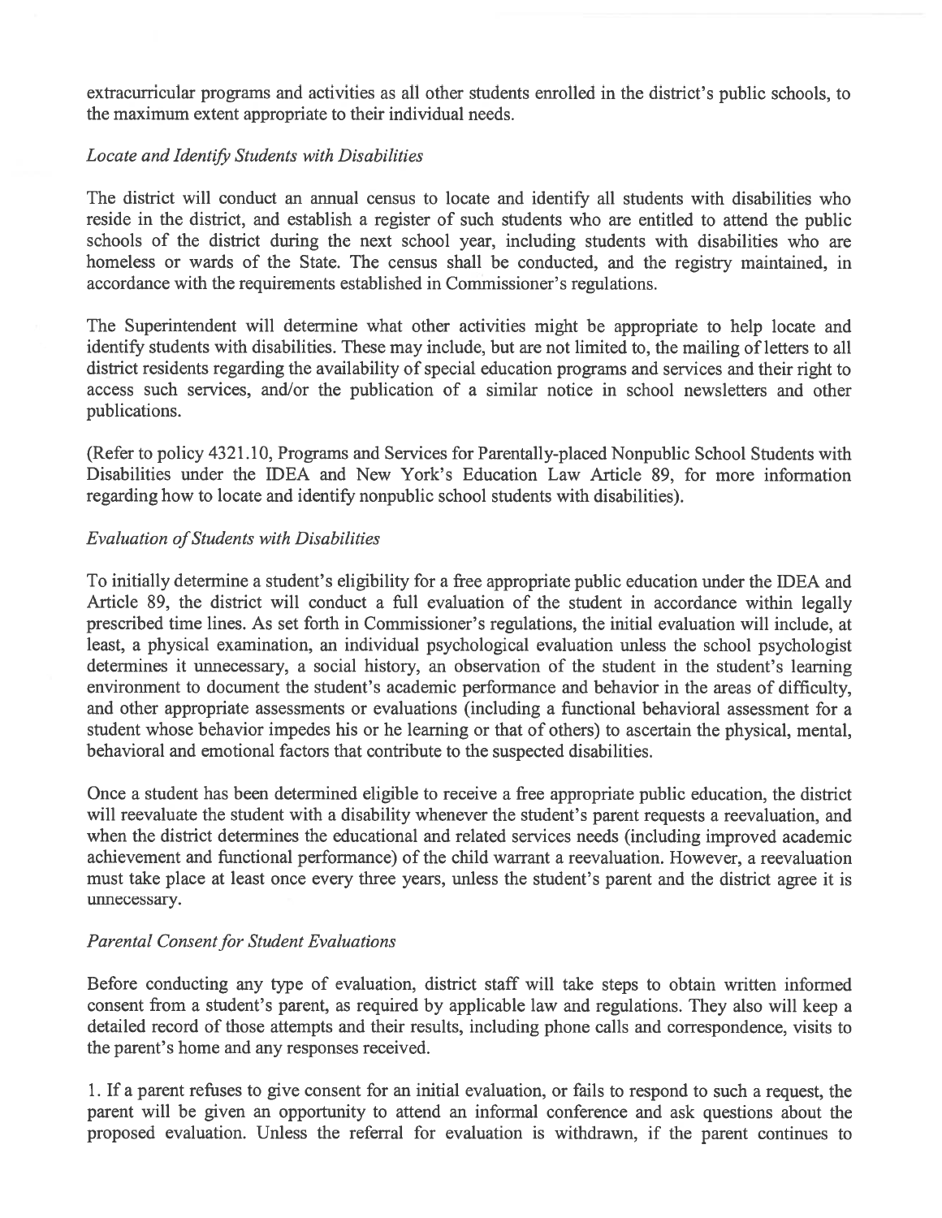extracurricular programs and activities as all other students enrolled in the district's public schools, to the maximum extent appropriate to their individual needs.

*Locate and Identify Students with Disabilities*

The district will conduct an annual census to locate and identify all students with disabilities who reside in the district, and establish a register of such students who are entitled to attend the public schools of the district during the next school year, including students with disabilities who are homeless or wards of the State. The census shall be conducted, and the registry maintained, in accordance with the requirements established in Commissioner's regulations.

The Superintendent will determine what other activities might be appropriate to help locate and identify students with disabilities. These may include, but are not limited to, the mailing of letters to all district residents regarding the availability of special education programs and services and their right to access such services, and/or the publication of a similar notice in school newsletters and other publications.

(Refer to policy 4321.10, Programs and Services for Parentally-placed Nonpublic School Students with Disabilities under the IDEA and New York's Education Law Article 89, for more information regarding how to locate and identify nonpublic school students with disabilities).

*Evaluation of Students with Disabilities*

To initially determine a student's eligibility for a free appropriate public education under the IDEA and Article 89, the district will conduct a full evaluation of the student in accordance within legally prescribed time lines. As set forth in Commissioner's regulations, the initial evaluation will include, at least, a physical examination, an individual psychological evaluation unless the school psychologist determines it unnecessary, a social history, an observation of the student in the student's learning environment to document the student's academic performance and behavior in the areas of difficulty, and other appropriate assessments or evaluations (including a functional behavioral assessment for a student whose behavior impedes his or he learning or that of others) to ascertain the physical, mental, behavioral and emotional factors that contribute to the suspected disabilities.

Once a student has been determined eligible to receive a free appropriate public education, the district will reevaluate the student with a disability whenever the student's parent requests a reevaluation, and when the district determines the educational and related services needs (including improved academic achievement and functional performance) of the child warrant a reevaluation. However, a reevaluation must take place at least once every three years, unless the student's parent and the district agree it is unnecessary.

*Parental Consent for Student Evaluations*

Before conducting any type of evaluation, district staff will take steps to obtain written informed consent from a student's parent, as required by applicable law and regulations. They also will keep a detailed record of those attempts and their results, including phone calls and correspondence, visits to the parent's home and any responses received.

1. If a parent refuses to give consent for an initial evaluation, or fails to respond to such a request, the parent will be given an opportunity to attend an informal conference and ask questions about the proposed evaluation. Unless the referral for evaluation is withdrawn, if the parent continues to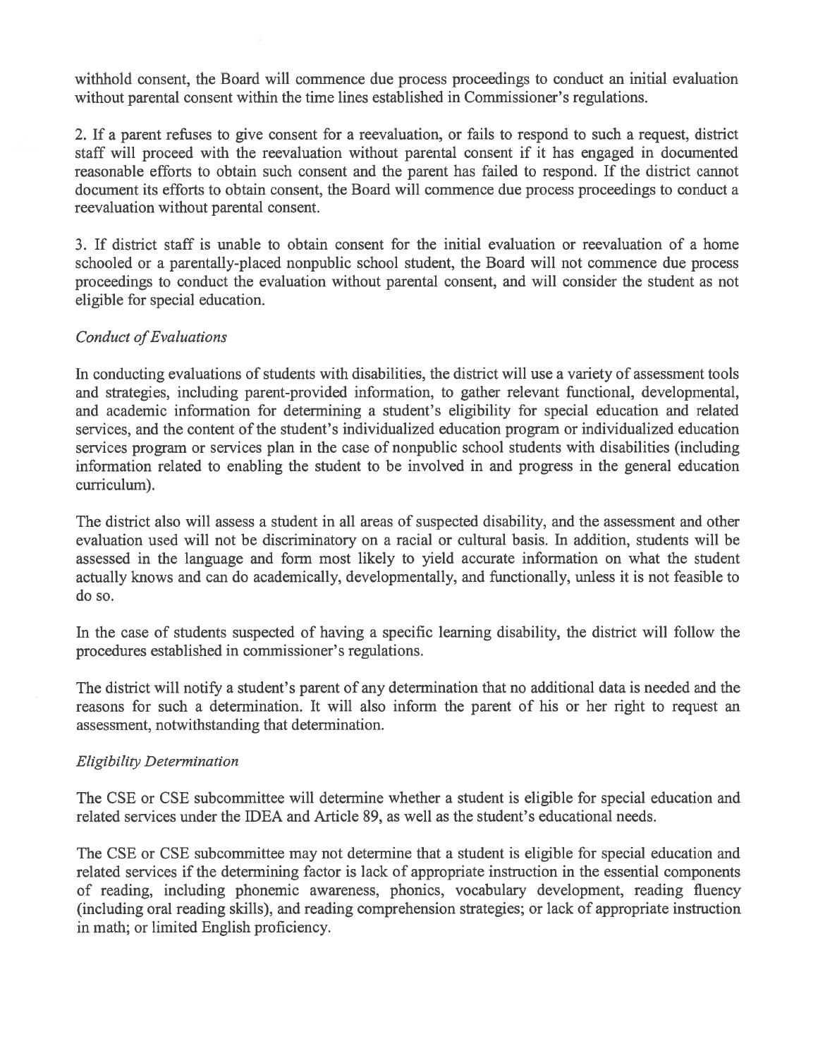withhold consent, the Board will commence due process proceedings to conduct an initial evaluation without parental consent within the time lines established in Commissioner's regulations.

2. If a parent refuses to give consent for a reevaluation, or fails to respond to such a request, district staff will proceed with the reevaluation without parental consent if it has engaged in documented reasonable efforts to obtain such consent and the parent has failed to respond. If the district cannot document its efforts to obtain consent, the Board will commence due process proceedings to conduct a reevaluation without parental consent.

3. If district staff is unable to obtain consent for the initial evaluation or reevaluation of a home schooled or a parentally-placed nonpublic school student, the Board will not commence due process proceedings to conduct the evaluation without parental consent, and will consider the student as not eligible for special education.

*Conduct of Evaluations*

In conducting evaluations of students with disabilities, the district will use a variety of assessment tools and strategies, including parent-provided information, to gather relevant functional, developmental, and academic information for determining a student's eligibility for special education and related services, and the content of the student's individualized education program or individualized education services program or services plan in the case of nonpublic school students with disabilities (including information related to enabling the student to be involved in and progress in the general education curriculum).

The district also will assess a student in all areas of suspected disability, and the assessment and other evaluation used will not be discriminatory on a racial or cultural basis. In addition, students will be assessed in the language and form most likely to yield accurate information on what the student actually knows and can do academically, developmentally, and functionally, unless it is not feasible to do so.

In the case of students suspected of having a specific learning disability, the district will follow the procedures established in commissioner's regulations.

The district will notify a student's parent of any determination that no additional data is needed and the reasons for such a determination. It will also inform the parent of his or her right to request an assessment, notwithstanding that determination.

*Eligibility Determination*

The CSE or CSE subcommittee will determine whether a student is eligible for special education and related services under the IDEA and Article 89, as well as the student's educational needs.

The CSE or CSE subcommittee may not determine that a student is eligible for special education and related services if the determining factor is lack of appropriate instruction in the essential components of reading, including phonemic awareness, phonics, vocabulary development, reading fluency (including oral reading skills), and reading comprehension strategies; or lack of appropriate instruction in math; or limited English proficiency.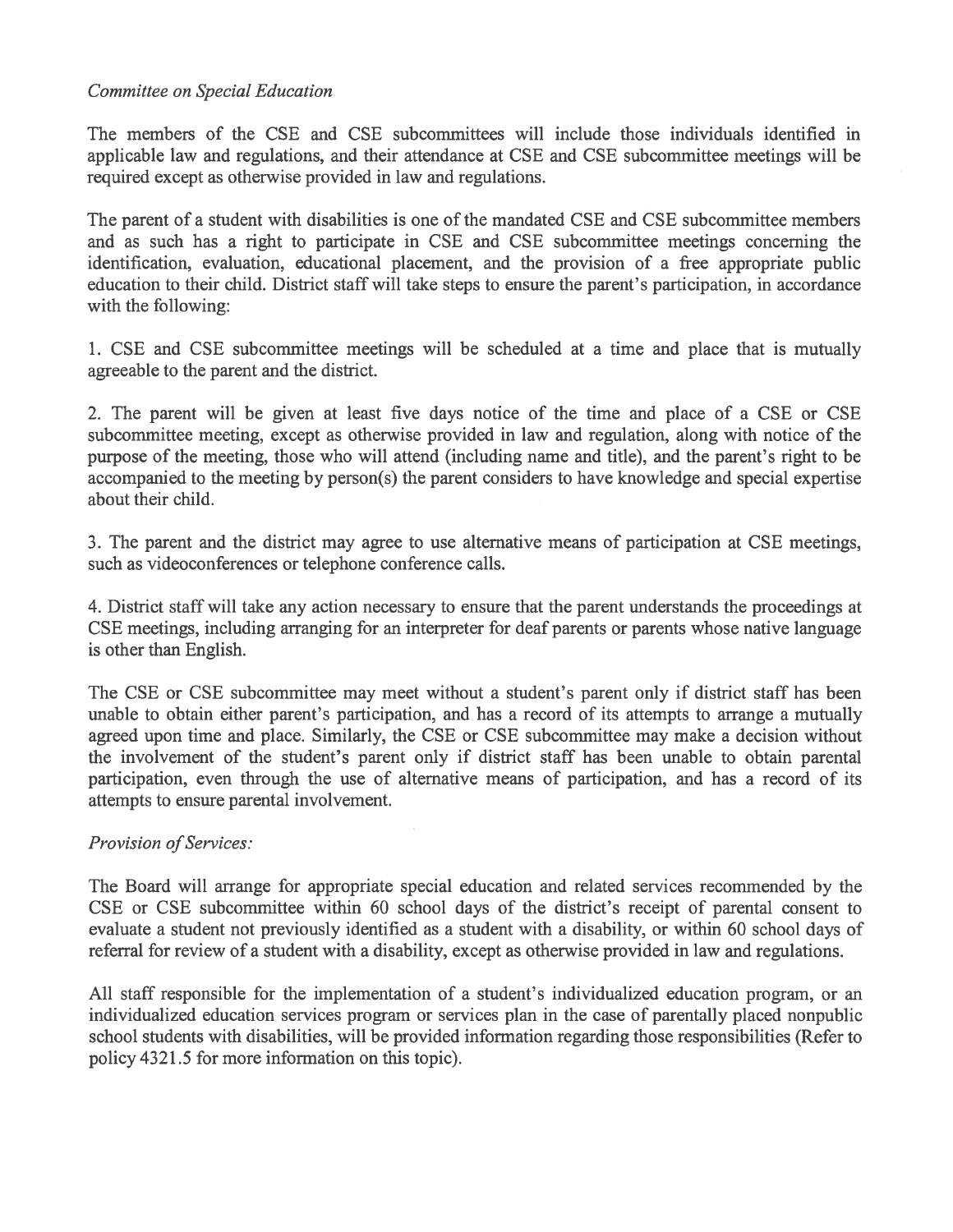*Committee on Special Education*

The members of the CSE and CSE subcommittees will include those individuals identified in applicable law and regulations, and their attendance at CSE and CSE subcommittee meetings will be required except as otherwise provided in law and regulations.

The parent of a student with disabilities is one of the mandated CSE and CSE subcommittee members and as such has a right to participate in CSE and CSE subcommittee meetings concerning the identification, evaluation, educational placement, and the provision of a free appropriate public education to their child. District staff will take steps to ensure the parent's participation, in accordance with the following:

1. CSE and CSE subcommittee meetings will be scheduled at a time and place that is mutually agreeable to the parent and the district.

2. The parent will be given at least five days notice of the time and place of a CSE or CSE subcommittee meeting, except as otherwise provided in law and regulation, along with notice of the purpose of the meeting, those who will attend (including name and title), and the parent's right to be accompanied to the meeting by person(s) the parent considers to have knowledge and special expertise about their child.

3. The parent and the district may agree to use alternative means of participation at CSE meetings, such as videoconferences or telephone conference calls.

4. District staff will take any action necessary to ensure that the parent understands the proceedings at CSE meetings, including arranging for an interpreter for deaf parents or parents whose native language is other than English.

The CSE or CSE subcommittee may meet without a student's parent only if district staff has been unable to obtain either parent's participation, and has a record of its attempts to arrange a mutually agreed upon time and place. Similarly, the CSE or CSE subcommittee may make a decision without the involvement of the student's parent only if district staff has been unable to obtain parental participation, even through the use of alternative means of participation, and has a record of its attempts to ensure parental involvement.

*Provision of Services:*

The Board will arrange for appropriate special education and related services recommended by the CSE or CSE subcommittee within 60 school days of the district's receipt of parental consent to evaluate a student not previously identified as a student with a disability, or within 60 school days of referral for review of a student with a disability, except as otherwise provided in law and regulations.

All staff responsible for the implementation of a student's individualized education program, or an individualized education services program or services plan in the case of parentally placed nonpublic school students with disabilities, will be provided information regarding those responsibilities (Refer to policy 4321.5 for more information on this topic).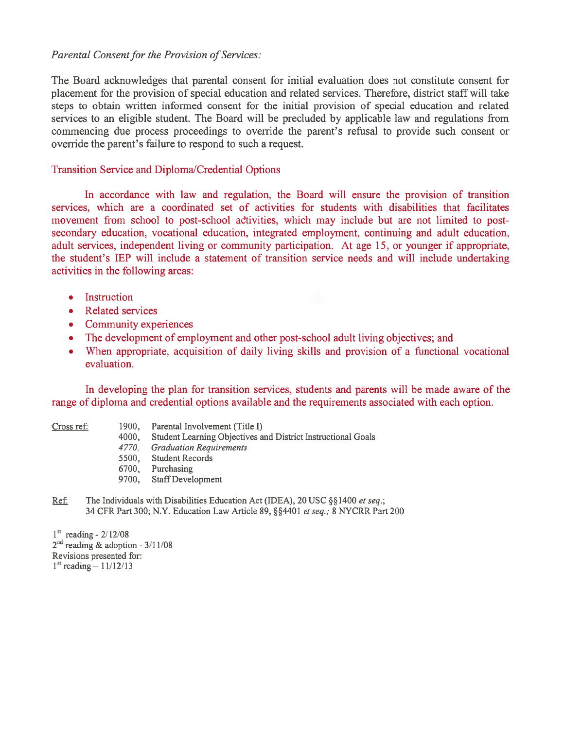*Parental Consent for the Provision of Services:*

The Board acknowledges that parental consent for initial evaluation does not constitute consent for placement for the provision of special education and related services. Therefore, district staff will take steps to obtain written informed consent for the initial provision of special education and related services to an eligible student. The Board will be precluded by applicable law and regulations from commencing due process proceedings to override the parent's refusal to provide such consent or override the parent's failure to respond to such a request.

Transition Service and Diploma/Credential Options

In accordance with law and regulation, the Board will ensure the provision of transition services, which are a coordinated set of activities for students with disabilities that facilitates movement from school to post-school activities, which may include but are not limited to post-secondary education, vocational education, integrated employment, continuing and adult education, adult services, independent living or community participation. At age 15, or younger if appropriate, the student's IEP will include a statement of transition service needs and will include undertaking activities in the following areas:

- Instruction
- Related services
- Community experiences
- The development of employment and other post-school adult living objectives; and
- When appropriate, acquisition of daily living skills and provision of a functional vocational evaluation.

In developing the plan for transition services, students and parents will be made aware of the range of diploma and credential options available and the requirements associated with each option.

Cross ref:
- 1900, Parental Involvement (Title I)
- 4000, Student Learning Objectives and District Instructional Goals
- *4770, Graduation Requirements*
- 5500, Student Records
- 6700, Purchasing
- 9700, Staff Development

Ref: The Individuals with Disabilities Education Act (IDEA), 20 USC §§1400 *et seq.*; 34 CFR Part 300; N.Y. Education Law Article 89, §§4401 *et seq.;* 8 NYCRR Part 200

1st reading - 2/12/08
2nd reading & adoption - 3/11/08
Revisions presented for:
1st reading – 11/12/13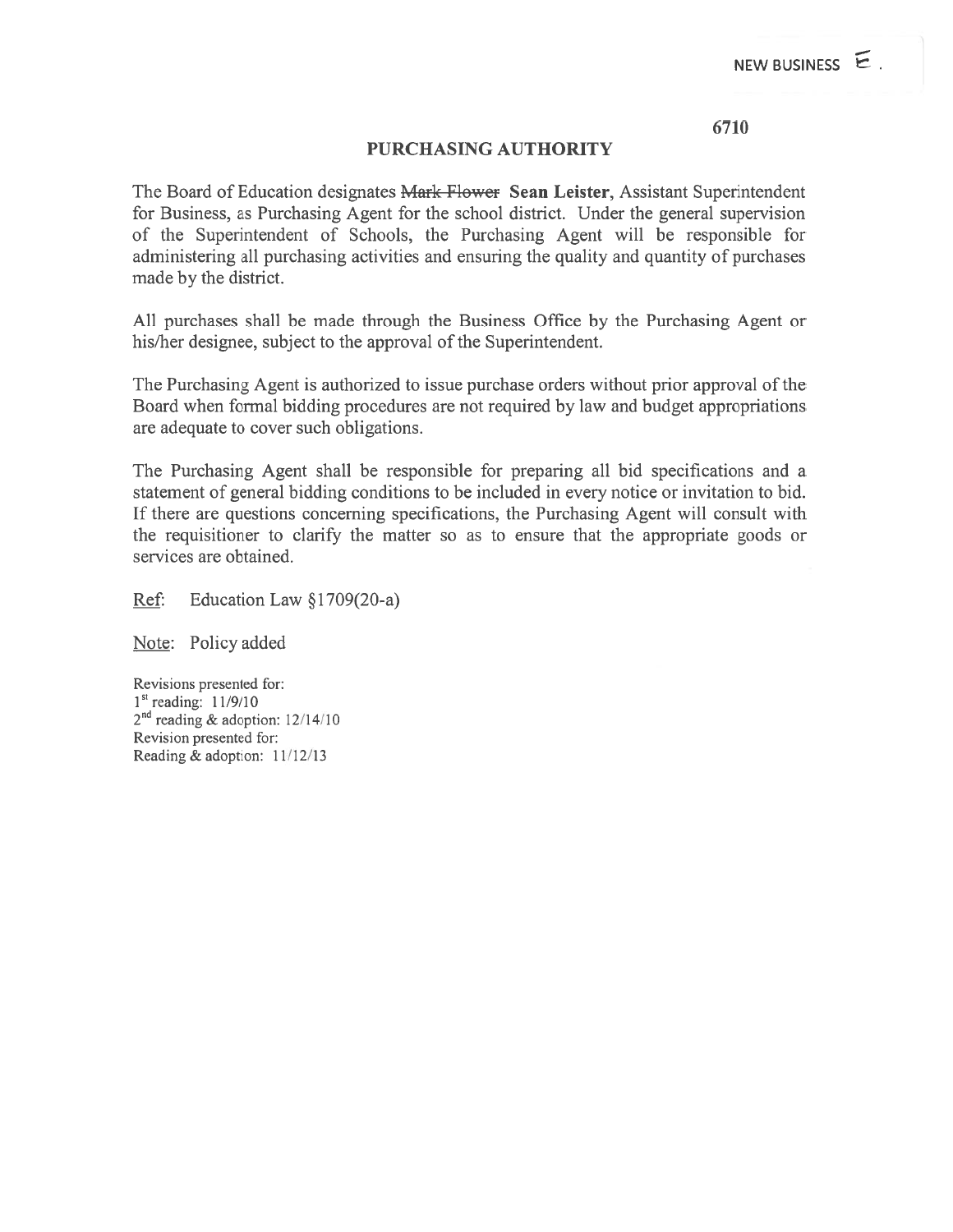NEW BUSINESS E.

6710

# PURCHASING AUTHORITY

The Board of Education designates ~~Mark Flower~~ **Sean Leister**, Assistant Superintendent for Business, as Purchasing Agent for the school district. Under the general supervision of the Superintendent of Schools, the Purchasing Agent will be responsible for administering all purchasing activities and ensuring the quality and quantity of purchases made by the district.

All purchases shall be made through the Business Office by the Purchasing Agent or his/her designee, subject to the approval of the Superintendent.

The Purchasing Agent is authorized to issue purchase orders without prior approval of the Board when formal bidding procedures are not required by law and budget appropriations are adequate to cover such obligations.

The Purchasing Agent shall be responsible for preparing all bid specifications and a statement of general bidding conditions to be included in every notice or invitation to bid. If there are questions concerning specifications, the Purchasing Agent will consult with the requisitioner to clarify the matter so as to ensure that the appropriate goods or services are obtained.

Ref: Education Law §1709(20-a)

Note: Policy added

Revisions presented for:
1st reading: 11/9/10
2nd reading & adoption: 12/14/10
Revision presented for:
Reading & adoption: 11/12/13